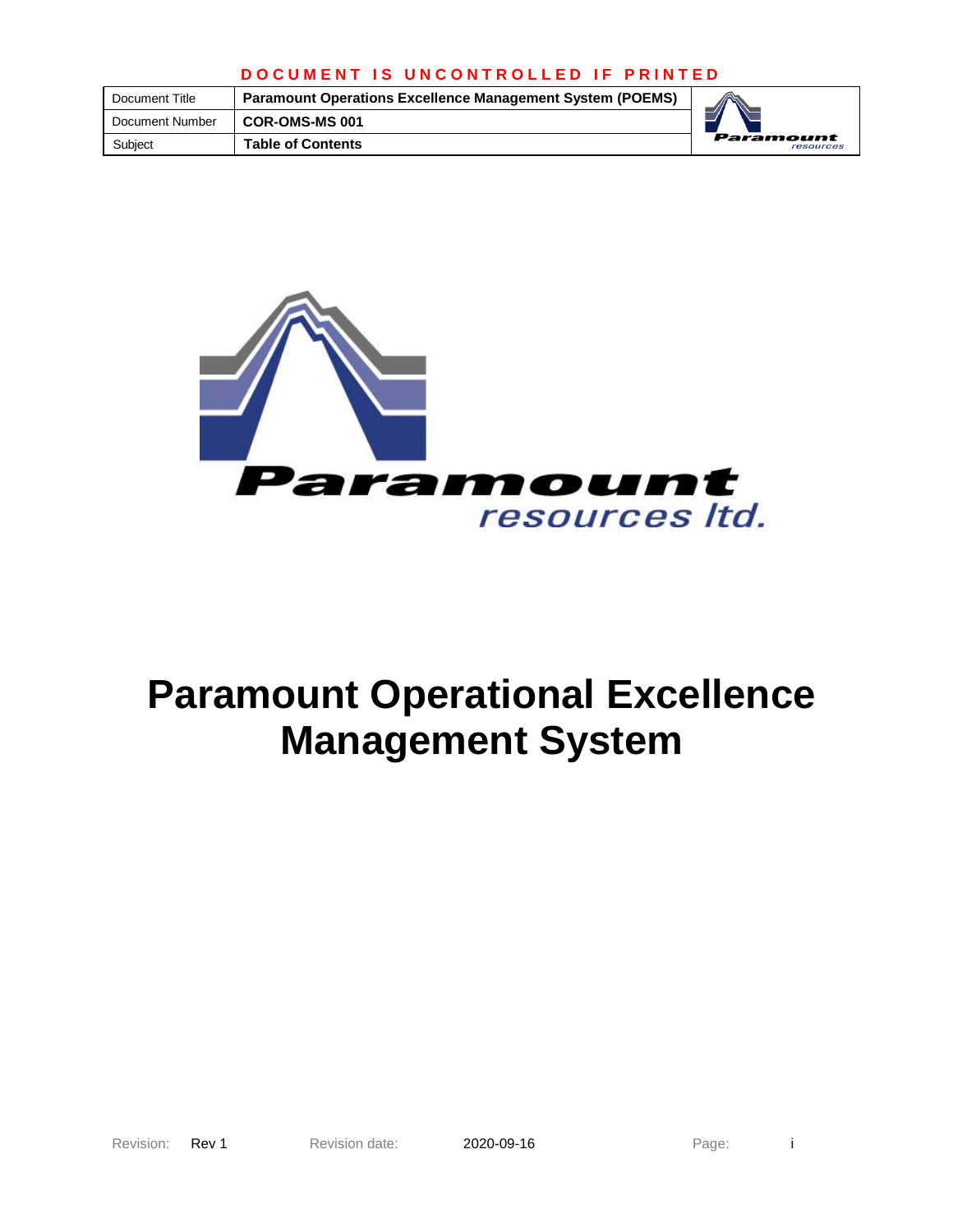**DOCUMENT IS UNCONTROLLED IF PRINTED**

| Document Title | Paramount Operations Excellence Management System (POEMS) |
| --- | --- |
| Document Number | COR-OMS-MS 001 |
| Subject | Table of Contents |

# Paramount Operational Excellence Management System

Revision: Rev 1 Revision date: 2020-09-16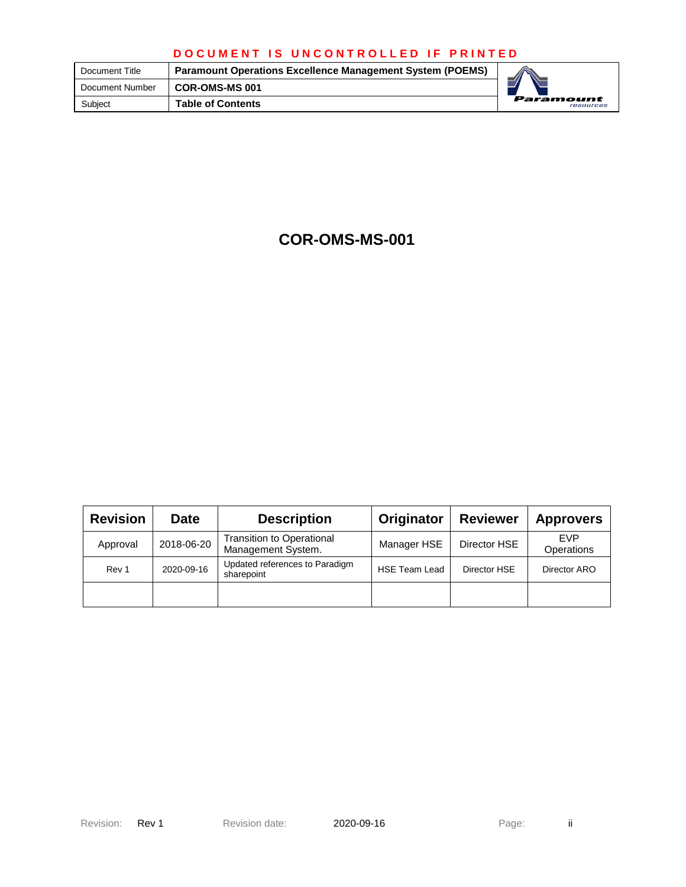# COR-OMS-MS-001

| Revision | Date | Description | Originator | Reviewer | Approvers |
|---|---|---|---|---|---|
| Approval | 2018-06-20 | Transition to Operational Management System. | Manager HSE | Director HSE | EVP Operations |
| Rev 1 | 2020-09-16 | Updated references to Paradigm sharepoint | HSE Team Lead | Director HSE | Director ARO |
| | | | | | |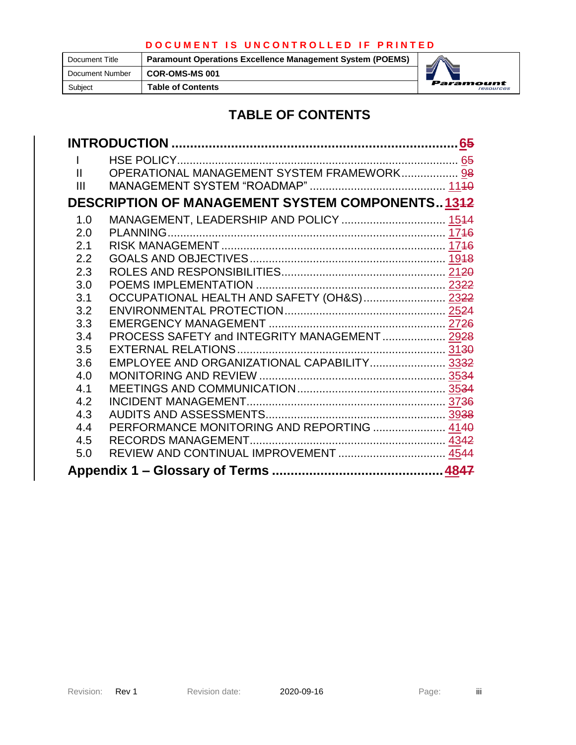# TABLE OF CONTENTS

**INTRODUCTION** .......... **6~~5~~**

| | | |
|---|---|---|
| I | HSE POLICY | 6~~5~~ |
| II | OPERATIONAL MANAGEMENT SYSTEM FRAMEWORK | 9~~8~~ |
| III | MANAGEMENT SYSTEM "ROADMAP" | 11~~10~~ |

**DESCRIPTION OF MANAGEMENT SYSTEM COMPONENTS** .......... **13~~12~~**

| | | |
|---|---|---|
| 1.0 | MANAGEMENT, LEADERSHIP AND POLICY | 15~~14~~ |
| 2.0 | PLANNING | 17~~16~~ |
| 2.1 | RISK MANAGEMENT | 17~~16~~ |
| 2.2 | GOALS AND OBJECTIVES | 19~~18~~ |
| 2.3 | ROLES AND RESPONSIBILITIES | 21~~20~~ |
| 3.0 | POEMS IMPLEMENTATION | 23~~22~~ |
| 3.1 | OCCUPATIONAL HEALTH AND SAFETY (OH&S) | 23~~22~~ |
| 3.2 | ENVIRONMENTAL PROTECTION | 25~~24~~ |
| 3.3 | EMERGENCY MANAGEMENT | 27~~26~~ |
| 3.4 | PROCESS SAFETY and INTEGRITY MANAGEMENT | 29~~28~~ |
| 3.5 | EXTERNAL RELATIONS | 31~~30~~ |
| 3.6 | EMPLOYEE AND ORGANIZATIONAL CAPABILITY | 33~~32~~ |
| 4.0 | MONITORING AND REVIEW | 35~~34~~ |
| 4.1 | MEETINGS AND COMMUNICATION | 35~~34~~ |
| 4.2 | INCIDENT MANAGEMENT | 37~~36~~ |
| 4.3 | AUDITS AND ASSESSMENTS | 39~~38~~ |
| 4.4 | PERFORMANCE MONITORING AND REPORTING | 41~~40~~ |
| 4.5 | RECORDS MANAGEMENT | 43~~42~~ |
| 5.0 | REVIEW AND CONTINUAL IMPROVEMENT | 45~~44~~ |

**Appendix 1 – Glossary of Terms** .......... **48~~47~~**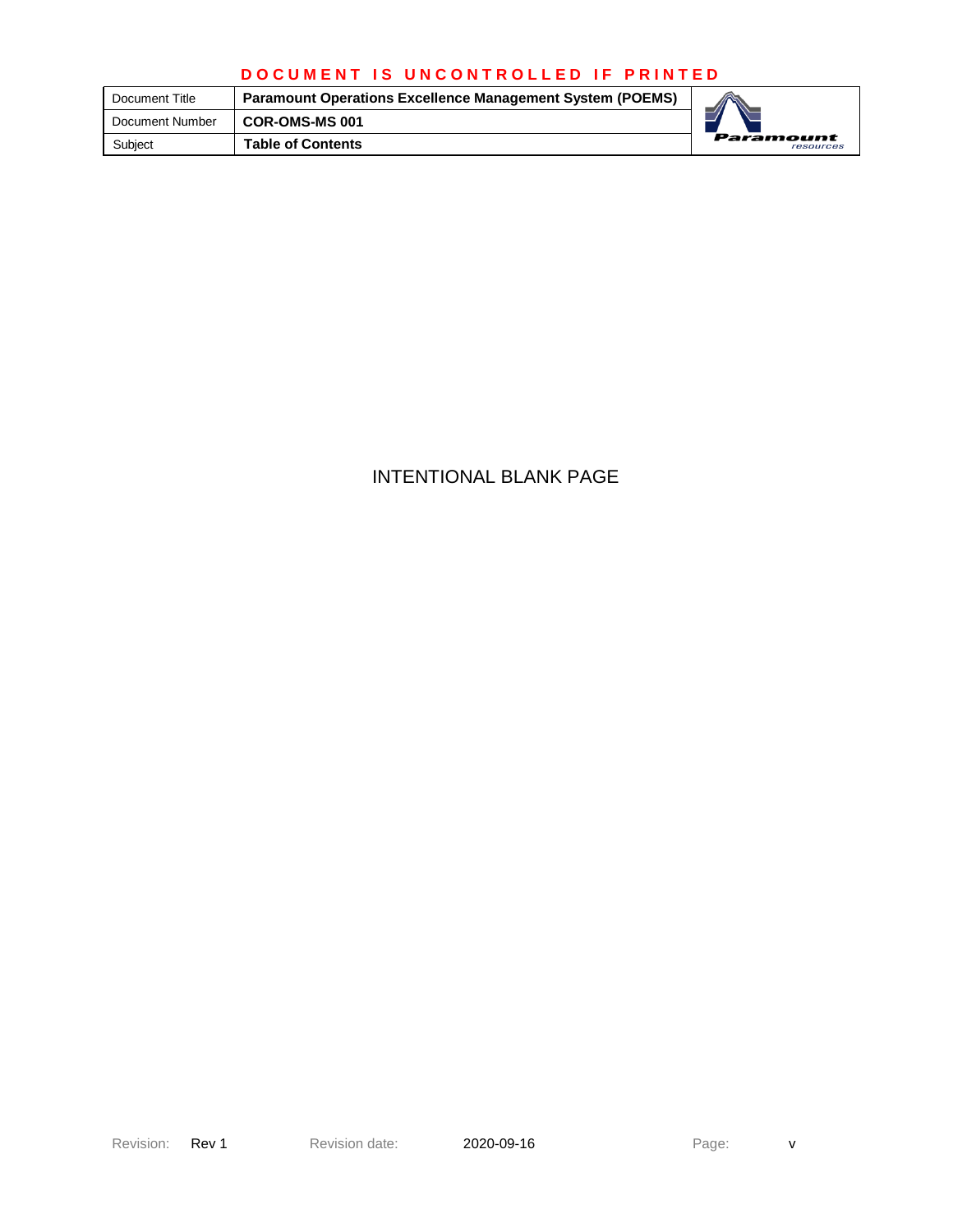INTENTIONAL BLANK PAGE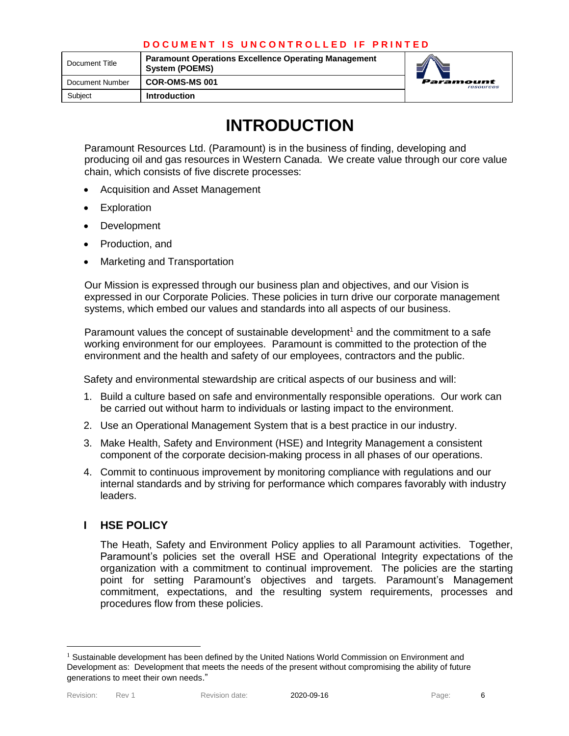# INTRODUCTION

Paramount Resources Ltd. (Paramount) is in the business of finding, developing and producing oil and gas resources in Western Canada. We create value through our core value chain, which consists of five discrete processes:

- Acquisition and Asset Management
- Exploration
- Development
- Production, and
- Marketing and Transportation

Our Mission is expressed through our business plan and objectives, and our Vision is expressed in our Corporate Policies. These policies in turn drive our corporate management systems, which embed our values and standards into all aspects of our business.

Paramount values the concept of sustainable development[1] and the commitment to a safe working environment for our employees. Paramount is committed to the protection of the environment and the health and safety of our employees, contractors and the public.

Safety and environmental stewardship are critical aspects of our business and will:

1. Build a culture based on safe and environmentally responsible operations. Our work can be carried out without harm to individuals or lasting impact to the environment.
2. Use an Operational Management System that is a best practice in our industry.
3. Make Health, Safety and Environment (HSE) and Integrity Management a consistent component of the corporate decision-making process in all phases of our operations.
4. Commit to continuous improvement by monitoring compliance with regulations and our internal standards and by striving for performance which compares favorably with industry leaders.

## I HSE POLICY

The Heath, Safety and Environment Policy applies to all Paramount activities. Together, Paramount's policies set the overall HSE and Operational Integrity expectations of the organization with a commitment to continual improvement. The policies are the starting point for setting Paramount's objectives and targets. Paramount's Management commitment, expectations, and the resulting system requirements, processes and procedures flow from these policies.

---

[1] Sustainable development has been defined by the United Nations World Commission on Environment and Development as: Development that meets the needs of the present without compromising the ability of future generations to meet their own needs."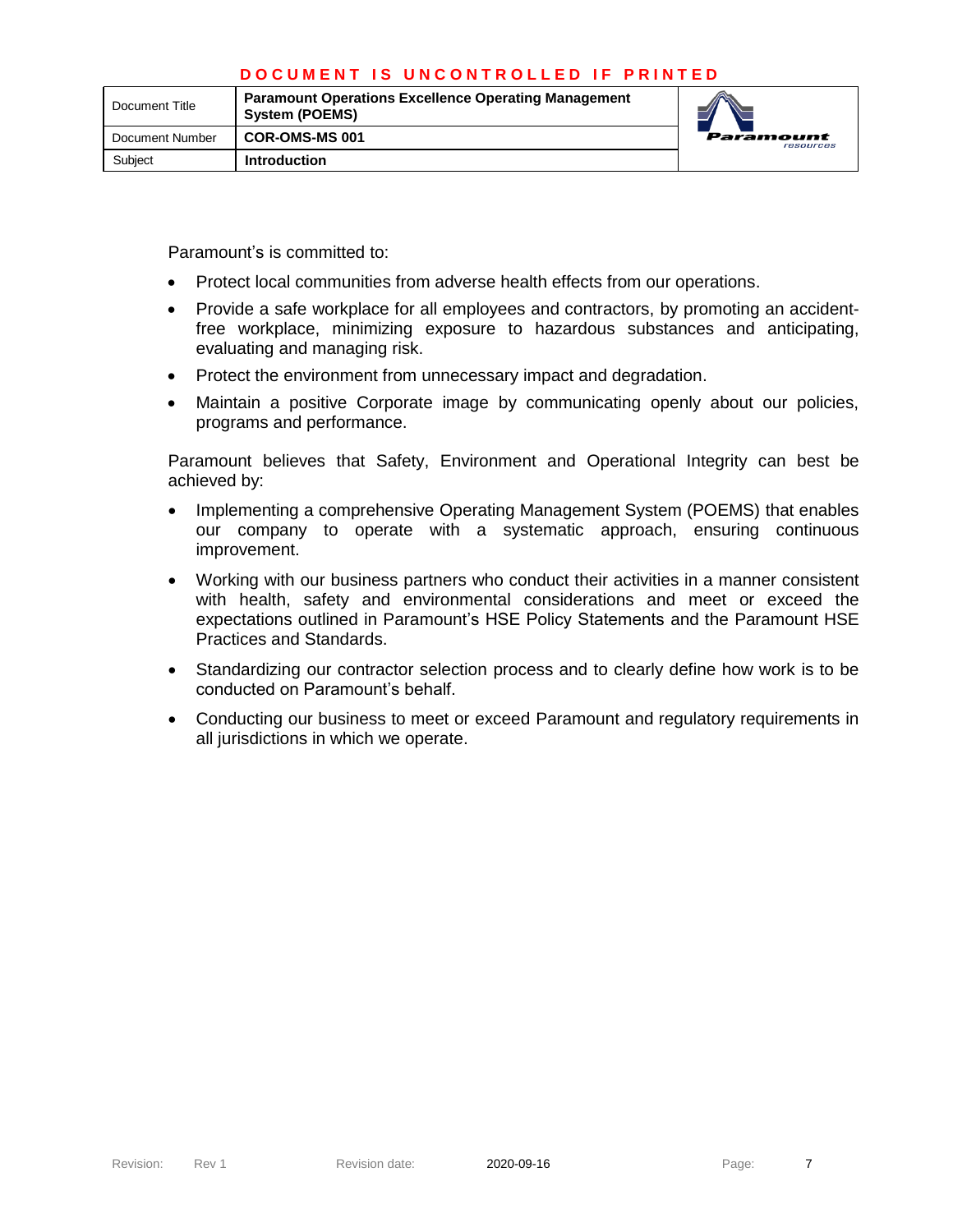Paramount's is committed to:

- Protect local communities from adverse health effects from our operations.
- Provide a safe workplace for all employees and contractors, by promoting an accident-free workplace, minimizing exposure to hazardous substances and anticipating, evaluating and managing risk.
- Protect the environment from unnecessary impact and degradation.
- Maintain a positive Corporate image by communicating openly about our policies, programs and performance.

Paramount believes that Safety, Environment and Operational Integrity can best be achieved by:

- Implementing a comprehensive Operating Management System (POEMS) that enables our company to operate with a systematic approach, ensuring continuous improvement.
- Working with our business partners who conduct their activities in a manner consistent with health, safety and environmental considerations and meet or exceed the expectations outlined in Paramount's HSE Policy Statements and the Paramount HSE Practices and Standards.
- Standardizing our contractor selection process and to clearly define how work is to be conducted on Paramount's behalf.
- Conducting our business to meet or exceed Paramount and regulatory requirements in all jurisdictions in which we operate.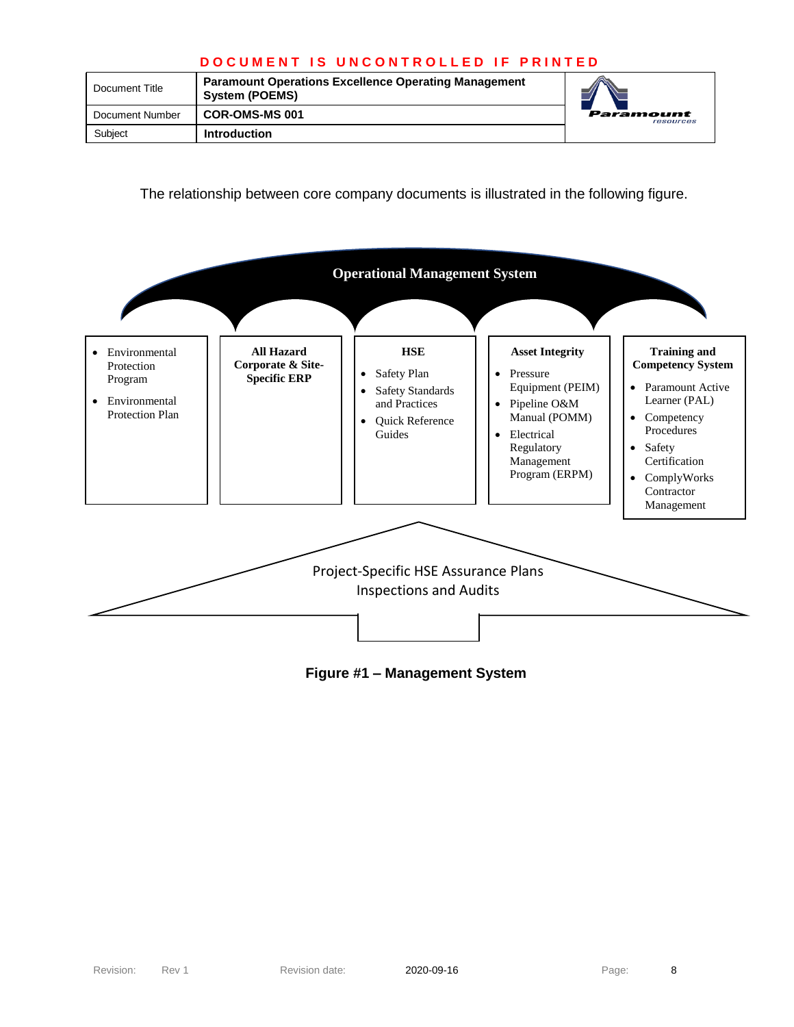The relationship between core company documents is illustrated in the following figure.

**Operational Management System**

| | **All Hazard Corporate & Site-Specific ERP** | **HSE** | **Asset Integrity** | **Training and Competency System** |
|---|---|---|---|---|
| • Environmental Protection Program<br>• Environmental Protection Plan | | • Safety Plan<br>• Safety Standards and Practices<br>• Quick Reference Guides | • Pressure Equipment (PEIM)<br>• Pipeline O&M Manual (POMM)<br>• Electrical Regulatory Management Program (ERPM) | • Paramount Active Learner (PAL)<br>• Competency Procedures<br>• Safety Certification<br>• ComplyWorks Contractor Management |

Project-Specific HSE Assurance Plans
Inspections and Audits

**Figure #1 – Management System**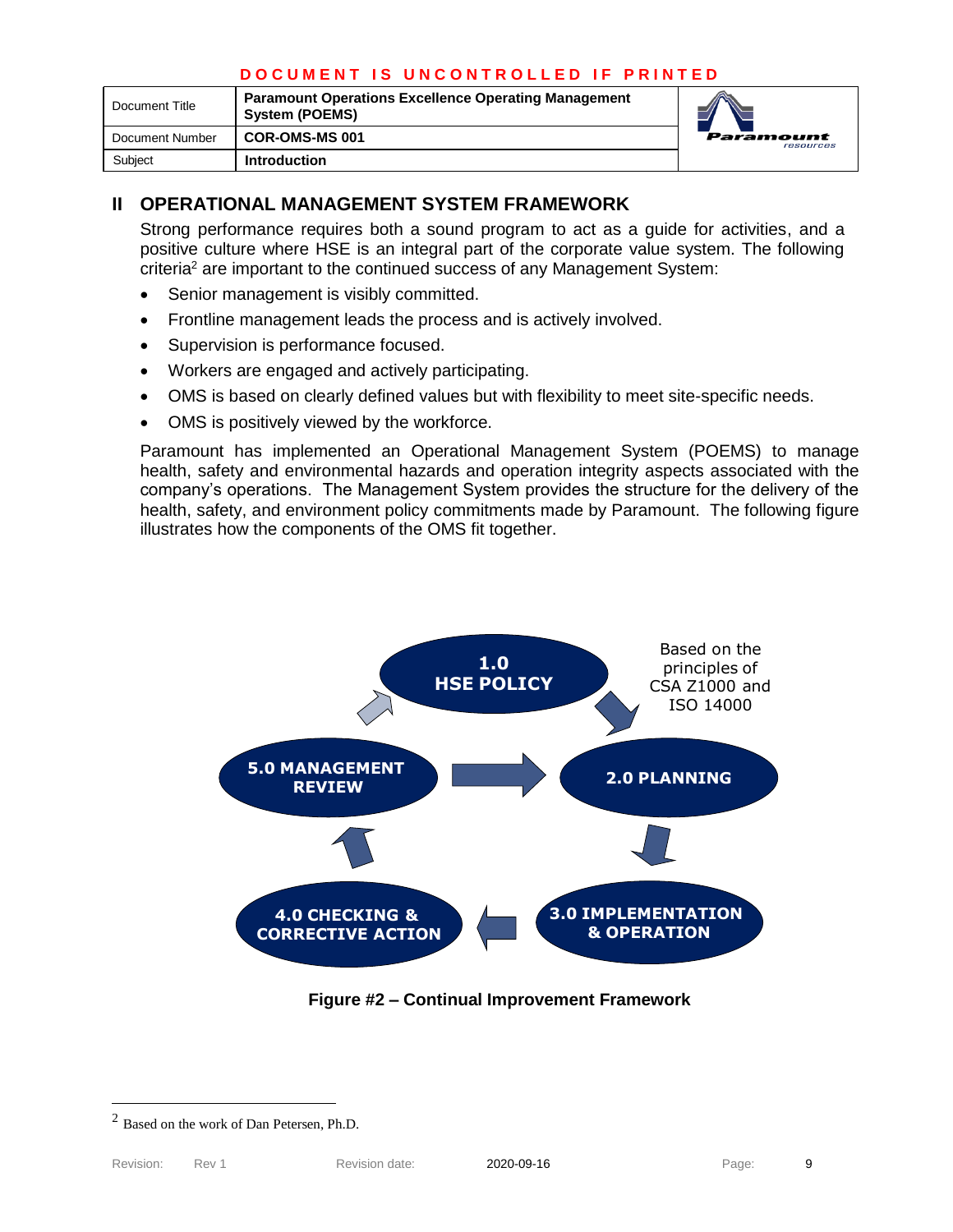## II OPERATIONAL MANAGEMENT SYSTEM FRAMEWORK

Strong performance requires both a sound program to act as a guide for activities, and a positive culture where HSE is an integral part of the corporate value system. The following criteria[2] are important to the continued success of any Management System:

- Senior management is visibly committed.
- Frontline management leads the process and is actively involved.
- Supervision is performance focused.
- Workers are engaged and actively participating.
- OMS is based on clearly defined values but with flexibility to meet site-specific needs.
- OMS is positively viewed by the workforce.

Paramount has implemented an Operational Management System (POEMS) to manage health, safety and environmental hazards and operation integrity aspects associated with the company's operations. The Management System provides the structure for the delivery of the health, safety, and environment policy commitments made by Paramount. The following figure illustrates how the components of the OMS fit together.

1.0 HSE POLICY

Based on the principles of CSA Z1000 and ISO 14000

2.0 PLANNING

3.0 IMPLEMENTATION & OPERATION

4.0 CHECKING & CORRECTIVE ACTION

5.0 MANAGEMENT REVIEW

**Figure #2 – Continual Improvement Framework**

---

[2] Based on the work of Dan Petersen, Ph.D.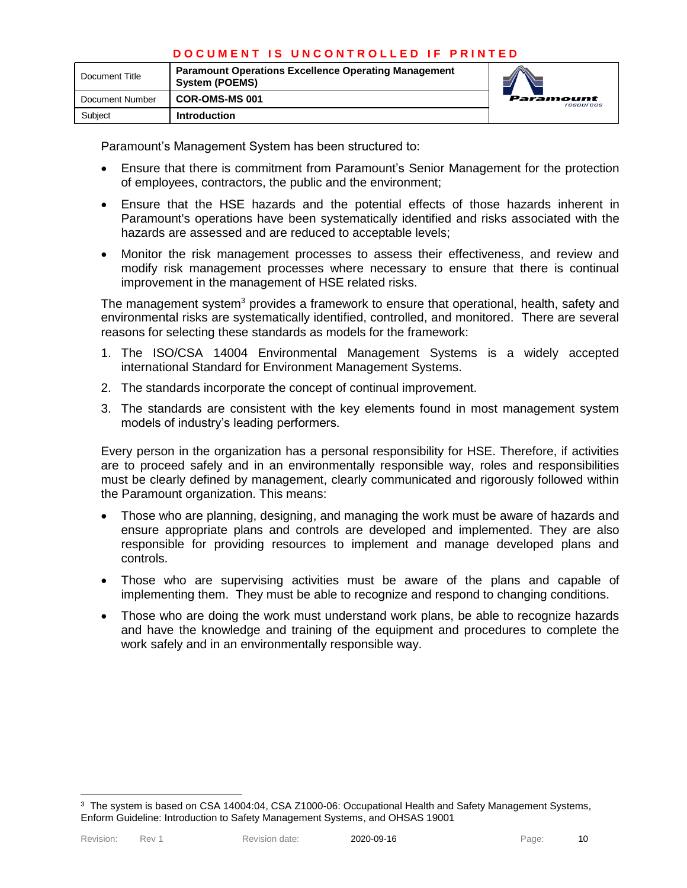Paramount's Management System has been structured to:

- Ensure that there is commitment from Paramount's Senior Management for the protection of employees, contractors, the public and the environment;
- Ensure that the HSE hazards and the potential effects of those hazards inherent in Paramount's operations have been systematically identified and risks associated with the hazards are assessed and are reduced to acceptable levels;
- Monitor the risk management processes to assess their effectiveness, and review and modify risk management processes where necessary to ensure that there is continual improvement in the management of HSE related risks.

The management system[3] provides a framework to ensure that operational, health, safety and environmental risks are systematically identified, controlled, and monitored. There are several reasons for selecting these standards as models for the framework:

1. The ISO/CSA 14004 Environmental Management Systems is a widely accepted international Standard for Environment Management Systems.
2. The standards incorporate the concept of continual improvement.
3. The standards are consistent with the key elements found in most management system models of industry's leading performers.

Every person in the organization has a personal responsibility for HSE. Therefore, if activities are to proceed safely and in an environmentally responsible way, roles and responsibilities must be clearly defined by management, clearly communicated and rigorously followed within the Paramount organization. This means:

- Those who are planning, designing, and managing the work must be aware of hazards and ensure appropriate plans and controls are developed and implemented. They are also responsible for providing resources to implement and manage developed plans and controls.
- Those who are supervising activities must be aware of the plans and capable of implementing them. They must be able to recognize and respond to changing conditions.
- Those who are doing the work must understand work plans, be able to recognize hazards and have the knowledge and training of the equipment and procedures to complete the work safely and in an environmentally responsible way.

---

[3] The system is based on CSA 14004:04, CSA Z1000-06: Occupational Health and Safety Management Systems, Enform Guideline: Introduction to Safety Management Systems, and OHSAS 19001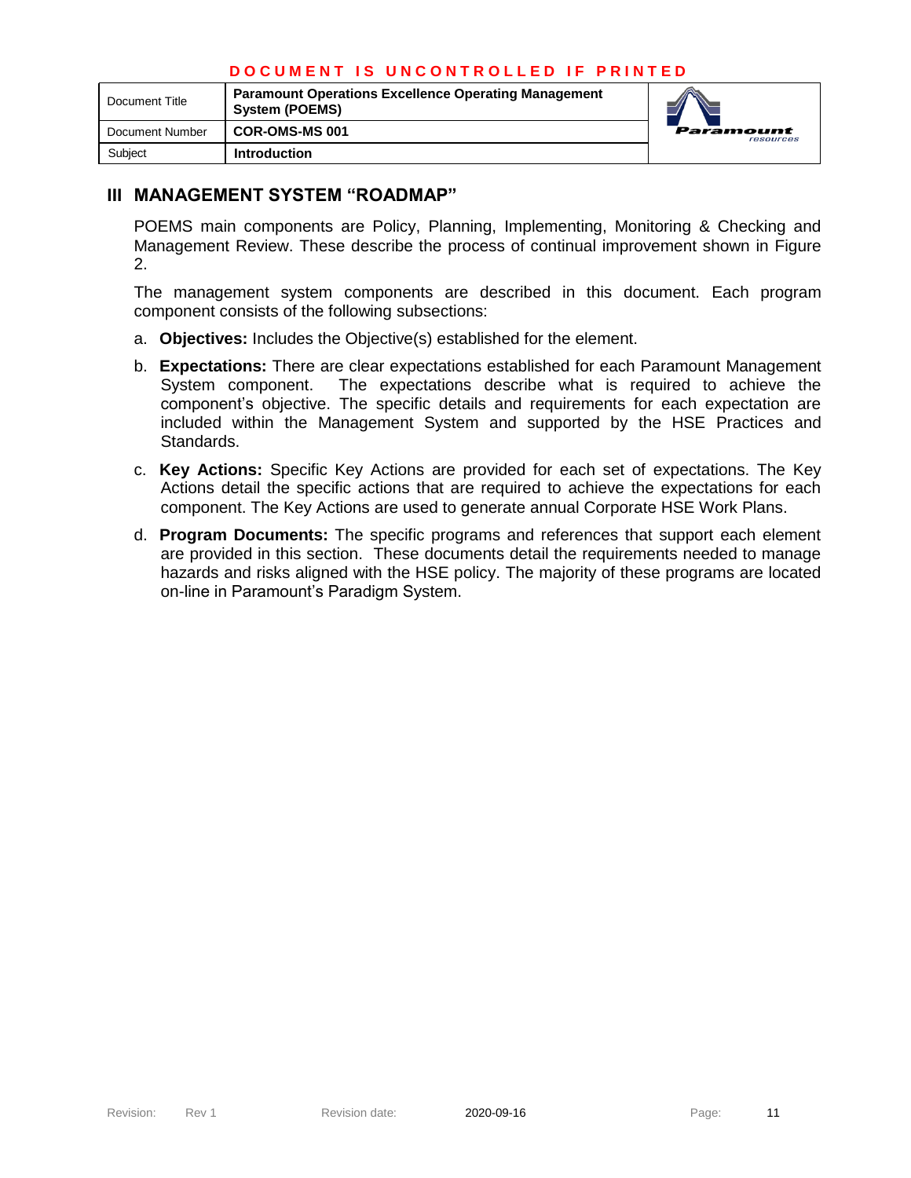## III MANAGEMENT SYSTEM “ROADMAP”

POEMS main components are Policy, Planning, Implementing, Monitoring & Checking and Management Review. These describe the process of continual improvement shown in Figure 2.

The management system components are described in this document. Each program component consists of the following subsections:

a. **Objectives:** Includes the Objective(s) established for the element.

b. **Expectations:** There are clear expectations established for each Paramount Management System component. The expectations describe what is required to achieve the component’s objective. The specific details and requirements for each expectation are included within the Management System and supported by the HSE Practices and Standards.

c. **Key Actions:** Specific Key Actions are provided for each set of expectations. The Key Actions detail the specific actions that are required to achieve the expectations for each component. The Key Actions are used to generate annual Corporate HSE Work Plans.

d. **Program Documents:** The specific programs and references that support each element are provided in this section. These documents detail the requirements needed to manage hazards and risks aligned with the HSE policy. The majority of these programs are located on-line in Paramount’s Paradigm System.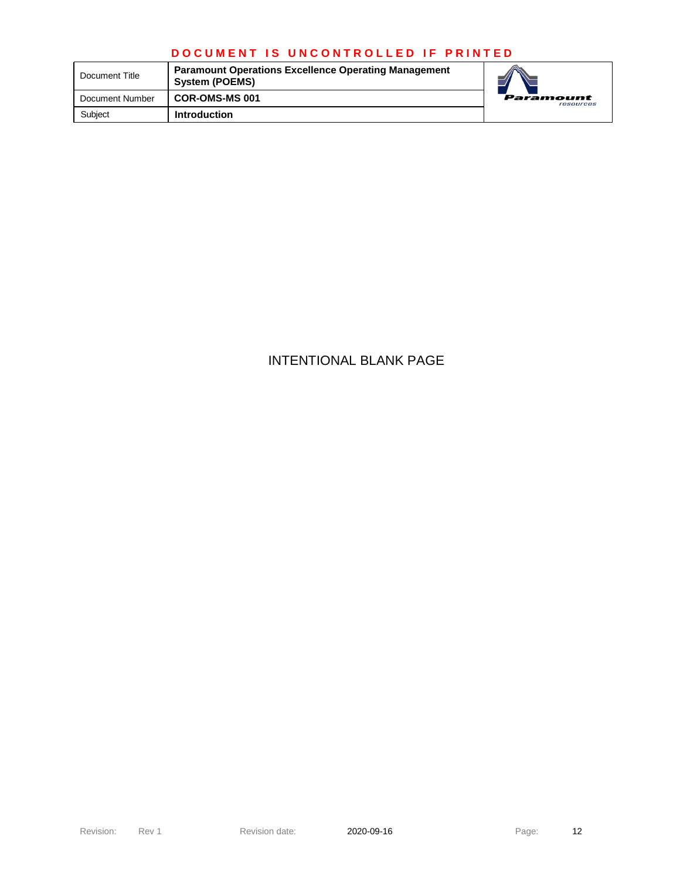INTENTIONAL BLANK PAGE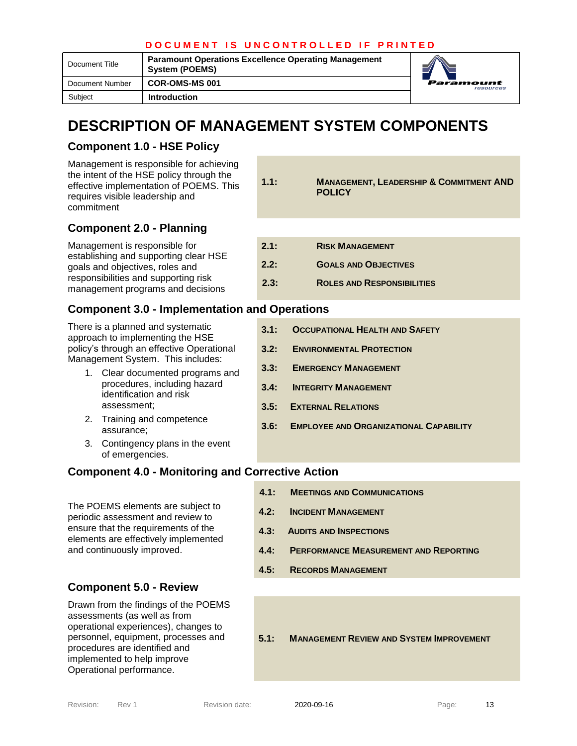# DESCRIPTION OF MANAGEMENT SYSTEM COMPONENTS

## Component 1.0 - HSE Policy

Management is responsible for achieving the intent of the HSE policy through the effective implementation of POEMS. This requires visible leadership and commitment

| | |
|---|---|
| **1.1:** | **MANAGEMENT, LEADERSHIP & COMMITMENT AND POLICY** |

## Component 2.0 - Planning

Management is responsible for establishing and supporting clear HSE goals and objectives, roles and responsibilities and supporting risk management programs and decisions

| | |
|---|---|
| **2.1:** | **RISK MANAGEMENT** |
| **2.2:** | **GOALS AND OBJECTIVES** |
| **2.3:** | **ROLES AND RESPONSIBILITIES** |

## Component 3.0 - Implementation and Operations

There is a planned and systematic approach to implementing the HSE policy's through an effective Operational Management System. This includes:

1. Clear documented programs and procedures, including hazard identification and risk assessment;
2. Training and competence assurance;
3. Contingency plans in the event of emergencies.

| | |
|---|---|
| **3.1:** | **OCCUPATIONAL HEALTH AND SAFETY** |
| **3.2:** | **ENVIRONMENTAL PROTECTION** |
| **3.3:** | **EMERGENCY MANAGEMENT** |
| **3.4:** | **INTEGRITY MANAGEMENT** |
| **3.5:** | **EXTERNAL RELATIONS** |
| **3.6:** | **EMPLOYEE AND ORGANIZATIONAL CAPABILITY** |

## Component 4.0 - Monitoring and Corrective Action

The POEMS elements are subject to periodic assessment and review to ensure that the requirements of the elements are effectively implemented and continuously improved.

| | |
|---|---|
| **4.1:** | **MEETINGS AND COMMUNICATIONS** |
| **4.2:** | **INCIDENT MANAGEMENT** |
| **4.3:** | **AUDITS AND INSPECTIONS** |
| **4.4:** | **PERFORMANCE MEASUREMENT AND REPORTING** |
| **4.5:** | **RECORDS MANAGEMENT** |

## Component 5.0 - Review

Drawn from the findings of the POEMS assessments (as well as from operational experiences), changes to personnel, equipment, processes and procedures are identified and implemented to help improve Operational performance.

| | |
|---|---|
| **5.1:** | **MANAGEMENT REVIEW AND SYSTEM IMPROVEMENT** |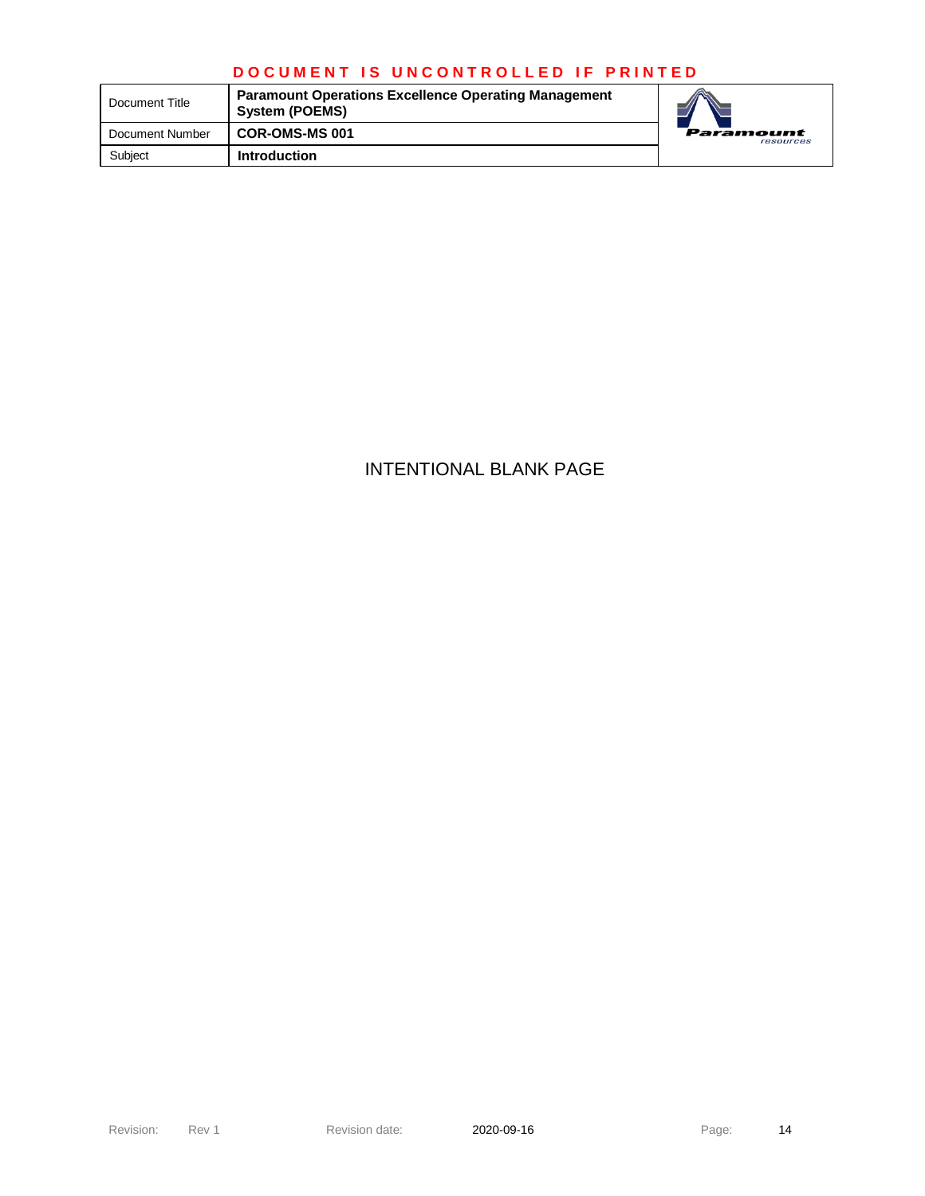INTENTIONAL BLANK PAGE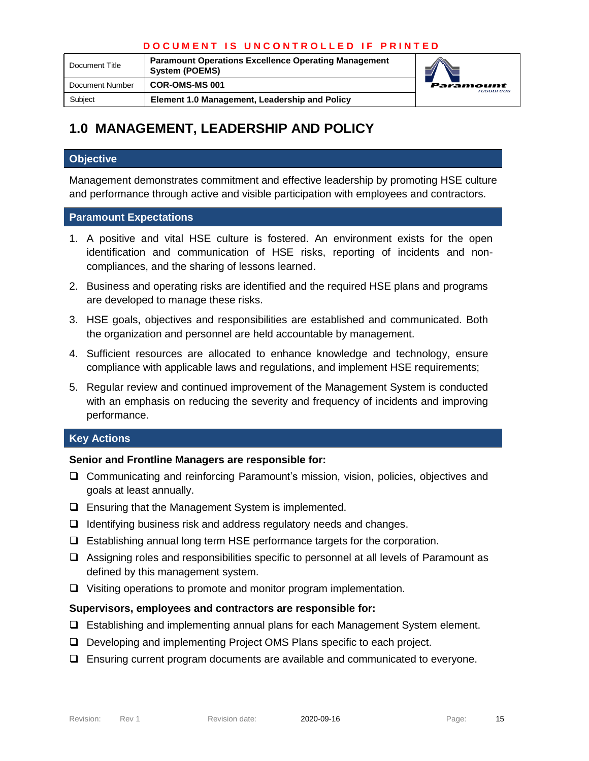# 1.0 MANAGEMENT, LEADERSHIP AND POLICY

## Objective

Management demonstrates commitment and effective leadership by promoting HSE culture and performance through active and visible participation with employees and contractors.

## Paramount Expectations

1. A positive and vital HSE culture is fostered. An environment exists for the open identification and communication of HSE risks, reporting of incidents and non-compliances, and the sharing of lessons learned.
2. Business and operating risks are identified and the required HSE plans and programs are developed to manage these risks.
3. HSE goals, objectives and responsibilities are established and communicated. Both the organization and personnel are held accountable by management.
4. Sufficient resources are allocated to enhance knowledge and technology, ensure compliance with applicable laws and regulations, and implement HSE requirements;
5. Regular review and continued improvement of the Management System is conducted with an emphasis on reducing the severity and frequency of incidents and improving performance.

## Key Actions

**Senior and Frontline Managers are responsible for:**

- ❑ Communicating and reinforcing Paramount's mission, vision, policies, objectives and goals at least annually.
- ❑ Ensuring that the Management System is implemented.
- ❑ Identifying business risk and address regulatory needs and changes.
- ❑ Establishing annual long term HSE performance targets for the corporation.
- ❑ Assigning roles and responsibilities specific to personnel at all levels of Paramount as defined by this management system.
- ❑ Visiting operations to promote and monitor program implementation.

**Supervisors, employees and contractors are responsible for:**

- ❑ Establishing and implementing annual plans for each Management System element.
- ❑ Developing and implementing Project OMS Plans specific to each project.
- ❑ Ensuring current program documents are available and communicated to everyone.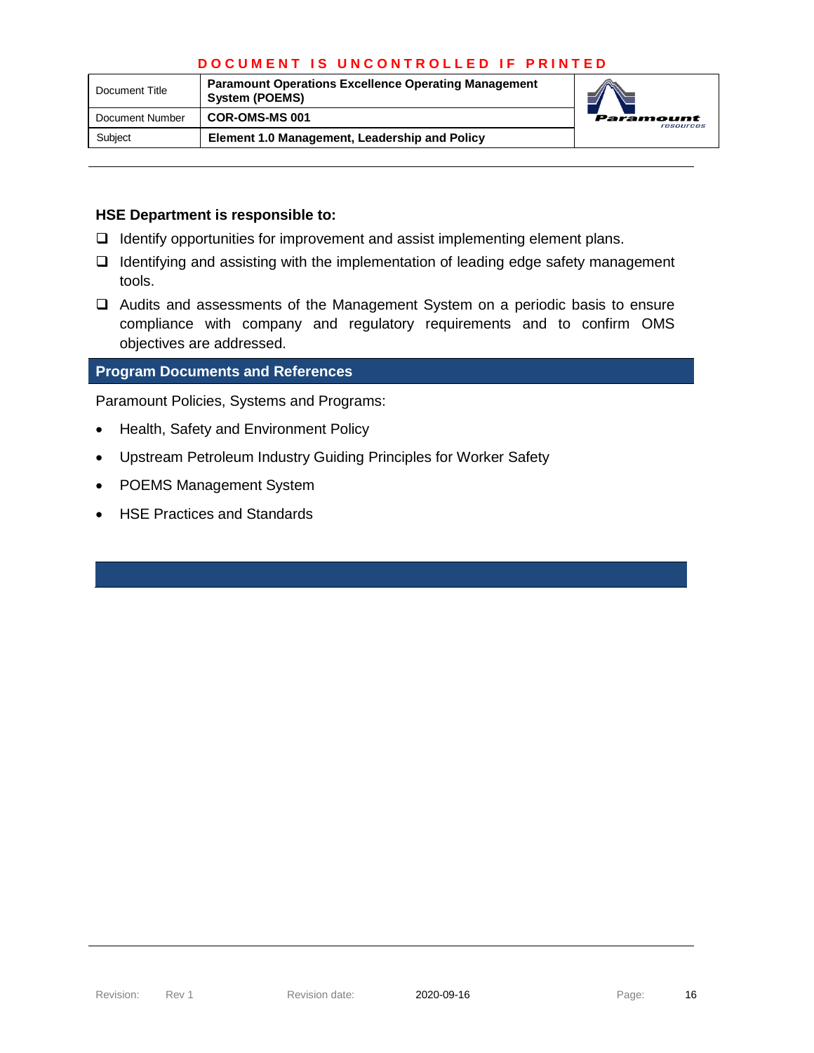### HSE Department is responsible to:

- ❑ Identify opportunities for improvement and assist implementing element plans.
- ❑ Identifying and assisting with the implementation of leading edge safety management tools.
- ❑ Audits and assessments of the Management System on a periodic basis to ensure compliance with company and regulatory requirements and to confirm OMS objectives are addressed.

## Program Documents and References

Paramount Policies, Systems and Programs:

- Health, Safety and Environment Policy
- Upstream Petroleum Industry Guiding Principles for Worker Safety
- POEMS Management System
- HSE Practices and Standards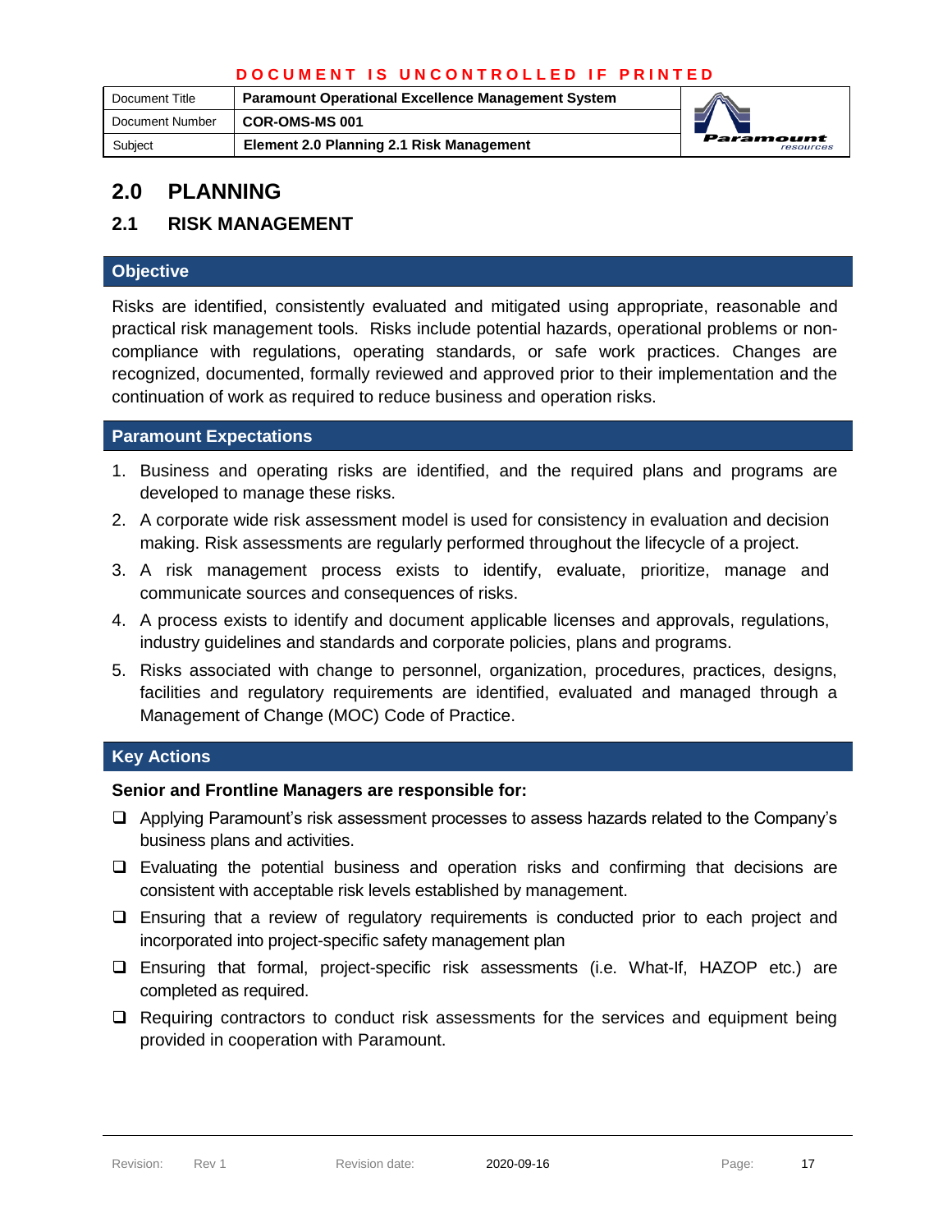# 2.0 PLANNING

## 2.1 RISK MANAGEMENT

### Objective

Risks are identified, consistently evaluated and mitigated using appropriate, reasonable and practical risk management tools. Risks include potential hazards, operational problems or non-compliance with regulations, operating standards, or safe work practices. Changes are recognized, documented, formally reviewed and approved prior to their implementation and the continuation of work as required to reduce business and operation risks.

### Paramount Expectations

1. Business and operating risks are identified, and the required plans and programs are developed to manage these risks.
2. A corporate wide risk assessment model is used for consistency in evaluation and decision making. Risk assessments are regularly performed throughout the lifecycle of a project.
3. A risk management process exists to identify, evaluate, prioritize, manage and communicate sources and consequences of risks.
4. A process exists to identify and document applicable licenses and approvals, regulations, industry guidelines and standards and corporate policies, plans and programs.
5. Risks associated with change to personnel, organization, procedures, practices, designs, facilities and regulatory requirements are identified, evaluated and managed through a Management of Change (MOC) Code of Practice.

### Key Actions

**Senior and Frontline Managers are responsible for:**

- ❑ Applying Paramount's risk assessment processes to assess hazards related to the Company's business plans and activities.
- ❑ Evaluating the potential business and operation risks and confirming that decisions are consistent with acceptable risk levels established by management.
- ❑ Ensuring that a review of regulatory requirements is conducted prior to each project and incorporated into project-specific safety management plan
- ❑ Ensuring that formal, project-specific risk assessments (i.e. What-If, HAZOP etc.) are completed as required.
- ❑ Requiring contractors to conduct risk assessments for the services and equipment being provided in cooperation with Paramount.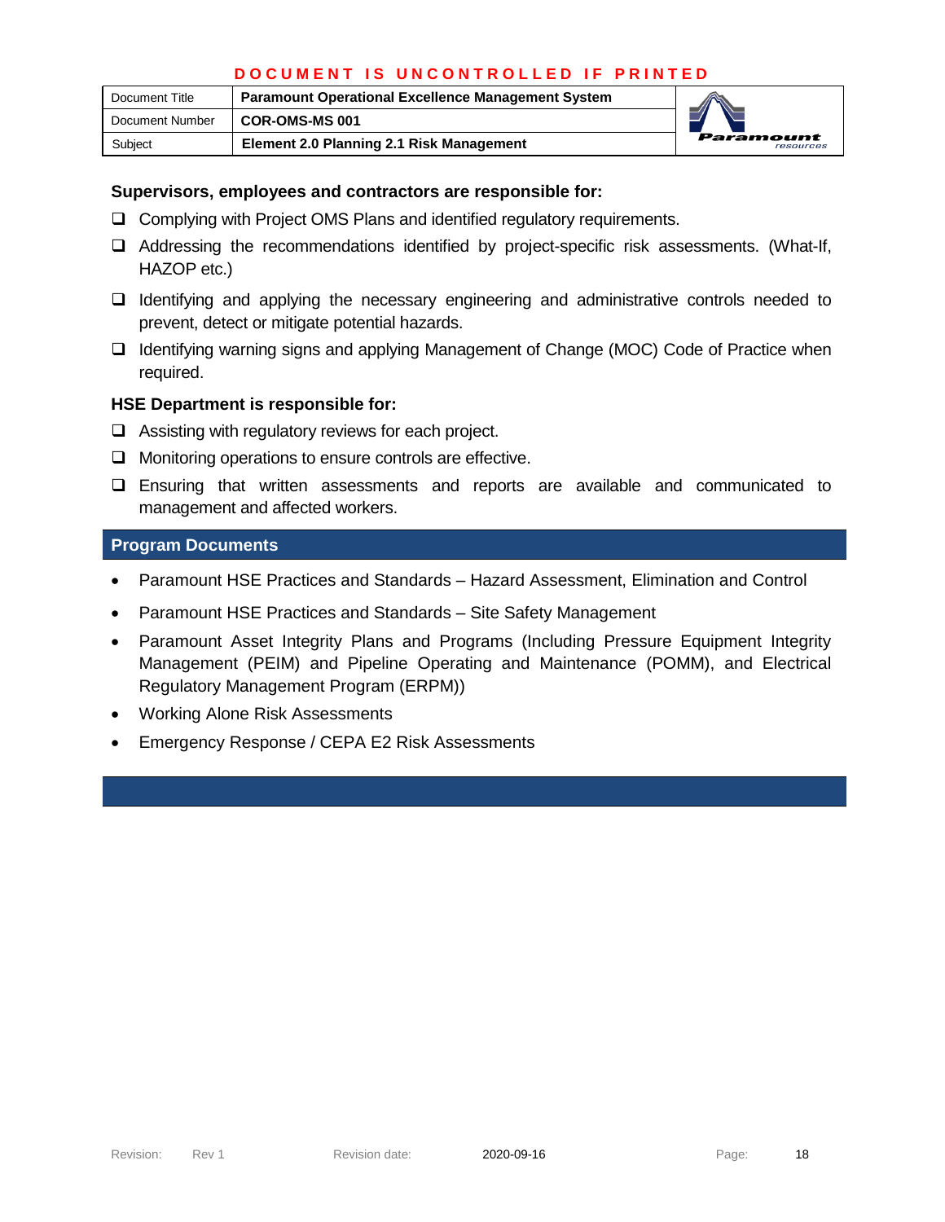**Supervisors, employees and contractors are responsible for:**

- Complying with Project OMS Plans and identified regulatory requirements.
- Addressing the recommendations identified by project-specific risk assessments. (What-If, HAZOP etc.)
- Identifying and applying the necessary engineering and administrative controls needed to prevent, detect or mitigate potential hazards.
- Identifying warning signs and applying Management of Change (MOC) Code of Practice when required.

**HSE Department is responsible for:**

- Assisting with regulatory reviews for each project.
- Monitoring operations to ensure controls are effective.
- Ensuring that written assessments and reports are available and communicated to management and affected workers.

## Program Documents

- Paramount HSE Practices and Standards – Hazard Assessment, Elimination and Control
- Paramount HSE Practices and Standards – Site Safety Management
- Paramount Asset Integrity Plans and Programs (Including Pressure Equipment Integrity Management (PEIM) and Pipeline Operating and Maintenance (POMM), and Electrical Regulatory Management Program (ERPM))
- Working Alone Risk Assessments
- Emergency Response / CEPA E2 Risk Assessments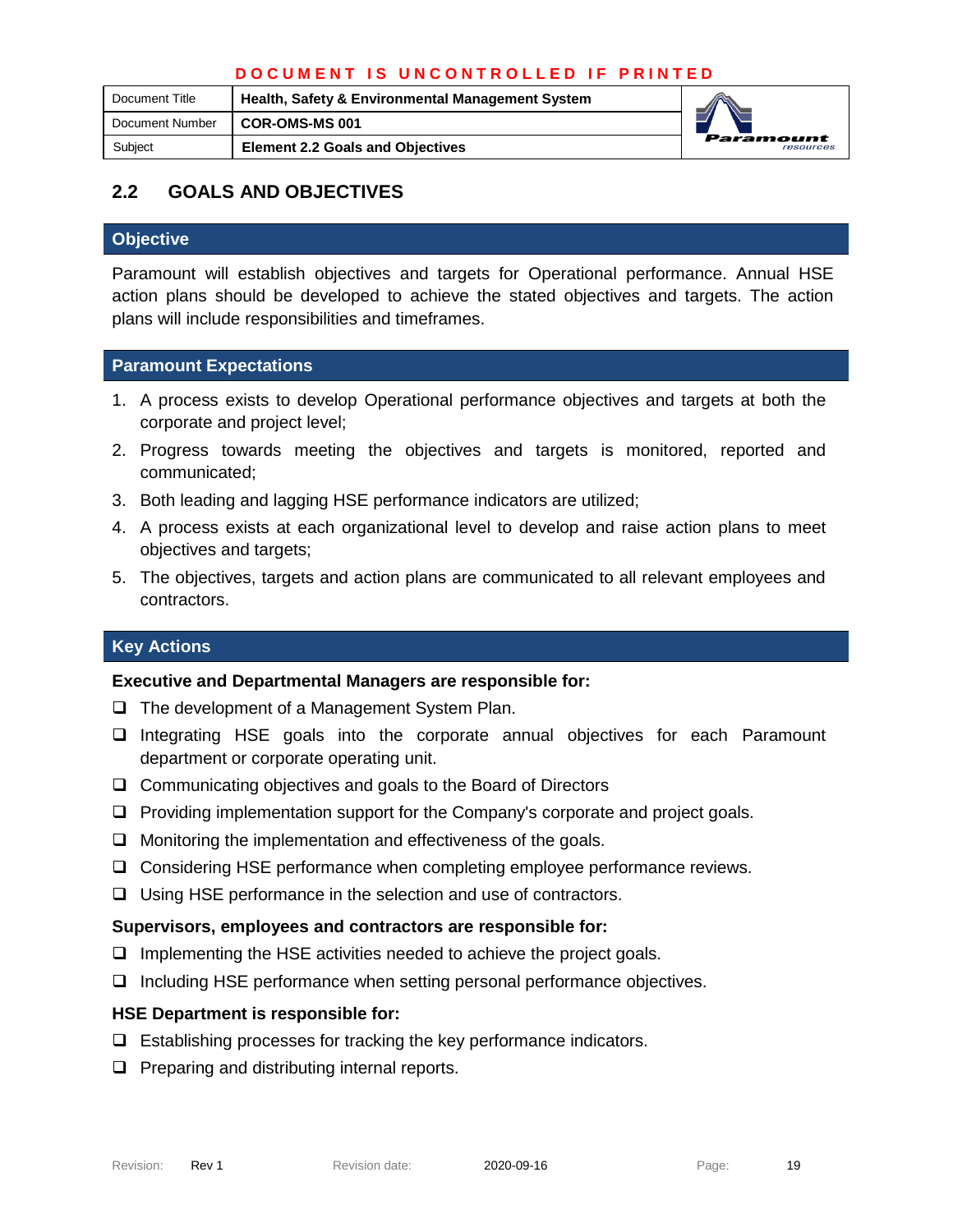## 2.2 GOALS AND OBJECTIVES

### Objective

Paramount will establish objectives and targets for Operational performance. Annual HSE action plans should be developed to achieve the stated objectives and targets. The action plans will include responsibilities and timeframes.

### Paramount Expectations

1. A process exists to develop Operational performance objectives and targets at both the corporate and project level;
2. Progress towards meeting the objectives and targets is monitored, reported and communicated;
3. Both leading and lagging HSE performance indicators are utilized;
4. A process exists at each organizational level to develop and raise action plans to meet objectives and targets;
5. The objectives, targets and action plans are communicated to all relevant employees and contractors.

### Key Actions

**Executive and Departmental Managers are responsible for:**

- The development of a Management System Plan.
- Integrating HSE goals into the corporate annual objectives for each Paramount department or corporate operating unit.
- Communicating objectives and goals to the Board of Directors
- Providing implementation support for the Company's corporate and project goals.
- Monitoring the implementation and effectiveness of the goals.
- Considering HSE performance when completing employee performance reviews.
- Using HSE performance in the selection and use of contractors.

**Supervisors, employees and contractors are responsible for:**

- Implementing the HSE activities needed to achieve the project goals.
- Including HSE performance when setting personal performance objectives.

**HSE Department is responsible for:**

- Establishing processes for tracking the key performance indicators.
- Preparing and distributing internal reports.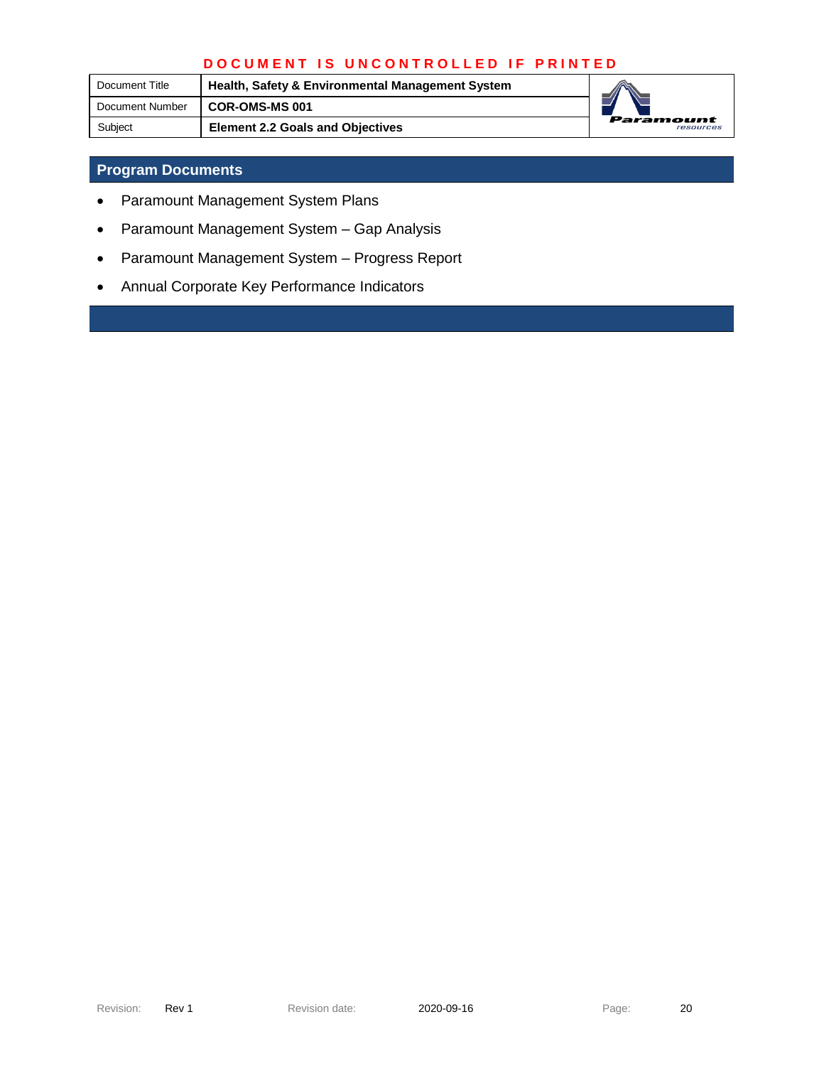## Program Documents

- Paramount Management System Plans
- Paramount Management System – Gap Analysis
- Paramount Management System – Progress Report
- Annual Corporate Key Performance Indicators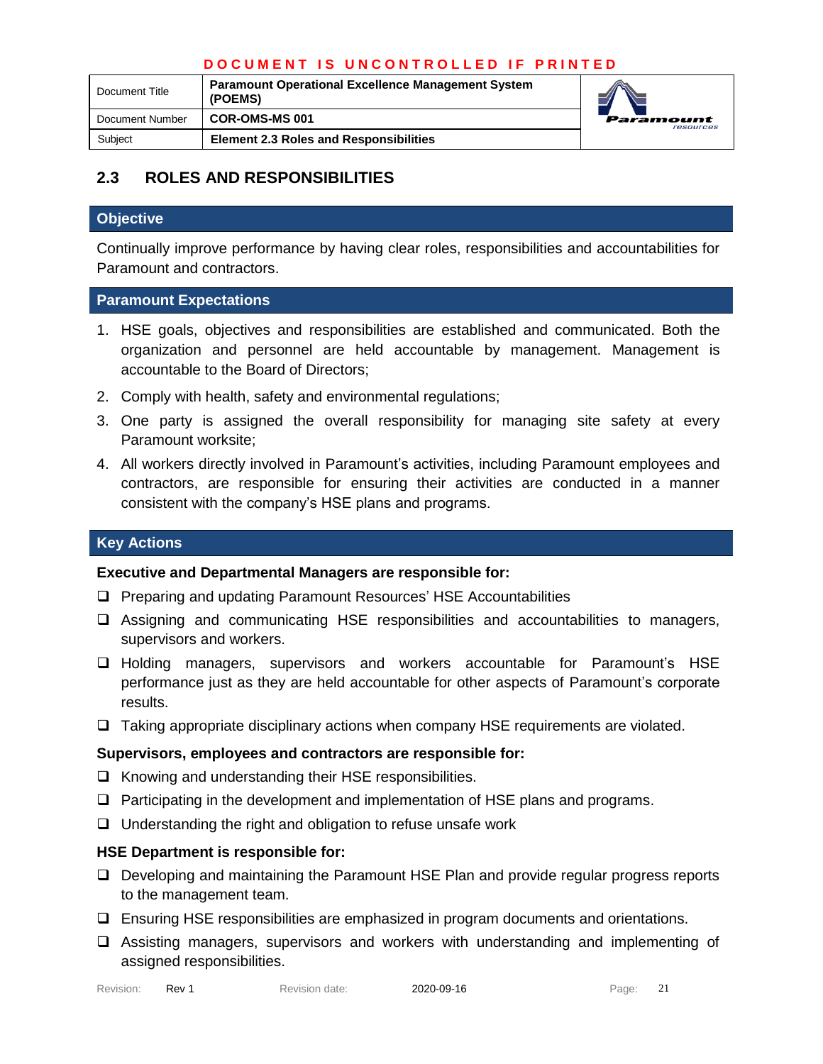## 2.3 ROLES AND RESPONSIBILITIES

### Objective

Continually improve performance by having clear roles, responsibilities and accountabilities for Paramount and contractors.

### Paramount Expectations

1. HSE goals, objectives and responsibilities are established and communicated. Both the organization and personnel are held accountable by management. Management is accountable to the Board of Directors;
2. Comply with health, safety and environmental regulations;
3. One party is assigned the overall responsibility for managing site safety at every Paramount worksite;
4. All workers directly involved in Paramount's activities, including Paramount employees and contractors, are responsible for ensuring their activities are conducted in a manner consistent with the company's HSE plans and programs.

### Key Actions

**Executive and Departmental Managers are responsible for:**

- ❑ Preparing and updating Paramount Resources' HSE Accountabilities
- ❑ Assigning and communicating HSE responsibilities and accountabilities to managers, supervisors and workers.
- ❑ Holding managers, supervisors and workers accountable for Paramount's HSE performance just as they are held accountable for other aspects of Paramount's corporate results.
- ❑ Taking appropriate disciplinary actions when company HSE requirements are violated.

**Supervisors, employees and contractors are responsible for:**

- ❑ Knowing and understanding their HSE responsibilities.
- ❑ Participating in the development and implementation of HSE plans and programs.
- ❑ Understanding the right and obligation to refuse unsafe work

**HSE Department is responsible for:**

- ❑ Developing and maintaining the Paramount HSE Plan and provide regular progress reports to the management team.
- ❑ Ensuring HSE responsibilities are emphasized in program documents and orientations.
- ❑ Assisting managers, supervisors and workers with understanding and implementing of assigned responsibilities.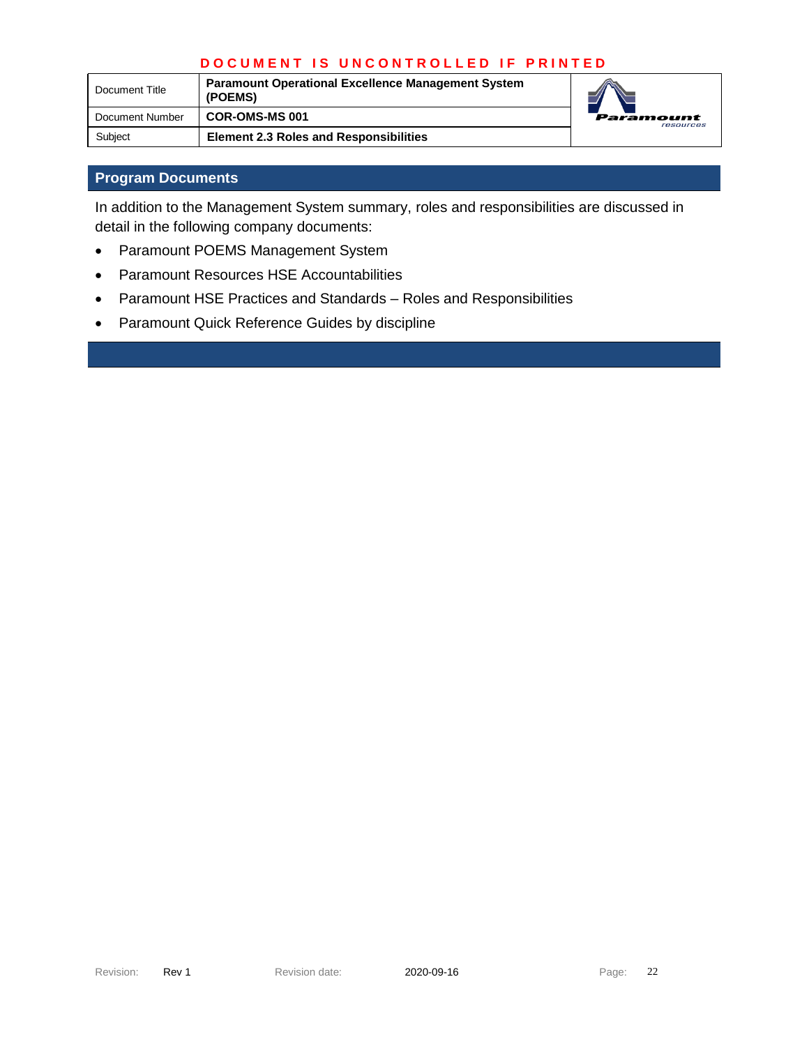## Program Documents

In addition to the Management System summary, roles and responsibilities are discussed in detail in the following company documents:

- Paramount POEMS Management System
- Paramount Resources HSE Accountabilities
- Paramount HSE Practices and Standards – Roles and Responsibilities
- Paramount Quick Reference Guides by discipline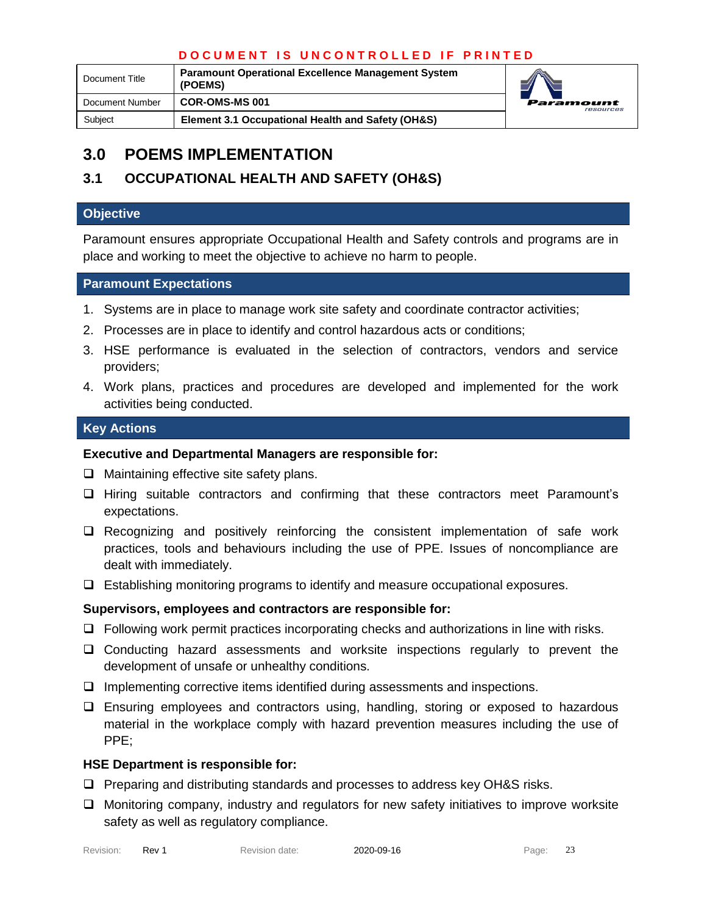# 3.0 POEMS IMPLEMENTATION

## 3.1 OCCUPATIONAL HEALTH AND SAFETY (OH&S)

### Objective

Paramount ensures appropriate Occupational Health and Safety controls and programs are in place and working to meet the objective to achieve no harm to people.

### Paramount Expectations

1. Systems are in place to manage work site safety and coordinate contractor activities;
2. Processes are in place to identify and control hazardous acts or conditions;
3. HSE performance is evaluated in the selection of contractors, vendors and service providers;
4. Work plans, practices and procedures are developed and implemented for the work activities being conducted.

### Key Actions

**Executive and Departmental Managers are responsible for:**

- Maintaining effective site safety plans.
- Hiring suitable contractors and confirming that these contractors meet Paramount's expectations.
- Recognizing and positively reinforcing the consistent implementation of safe work practices, tools and behaviours including the use of PPE. Issues of noncompliance are dealt with immediately.
- Establishing monitoring programs to identify and measure occupational exposures.

**Supervisors, employees and contractors are responsible for:**

- Following work permit practices incorporating checks and authorizations in line with risks.
- Conducting hazard assessments and worksite inspections regularly to prevent the development of unsafe or unhealthy conditions.
- Implementing corrective items identified during assessments and inspections.
- Ensuring employees and contractors using, handling, storing or exposed to hazardous material in the workplace comply with hazard prevention measures including the use of PPE;

**HSE Department is responsible for:**

- Preparing and distributing standards and processes to address key OH&S risks.
- Monitoring company, industry and regulators for new safety initiatives to improve worksite safety as well as regulatory compliance.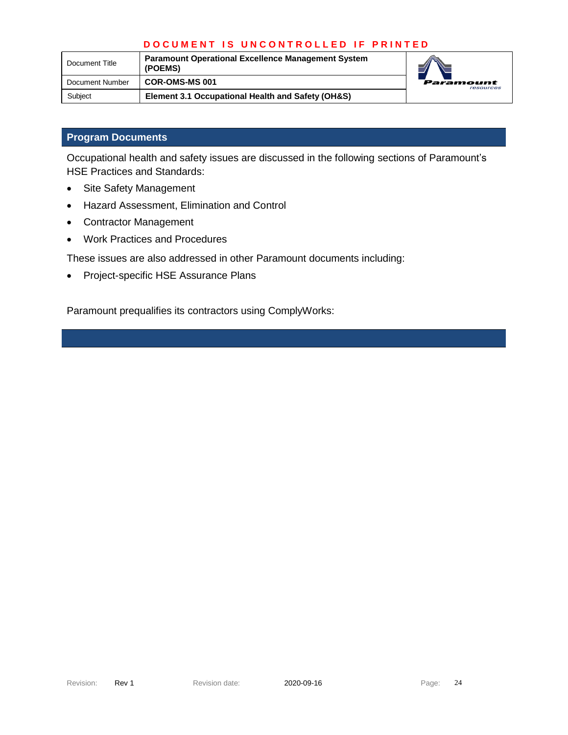## Program Documents

Occupational health and safety issues are discussed in the following sections of Paramount's HSE Practices and Standards:

- Site Safety Management
- Hazard Assessment, Elimination and Control
- Contractor Management
- Work Practices and Procedures

These issues are also addressed in other Paramount documents including:

- Project-specific HSE Assurance Plans

Paramount prequalifies its contractors using ComplyWorks: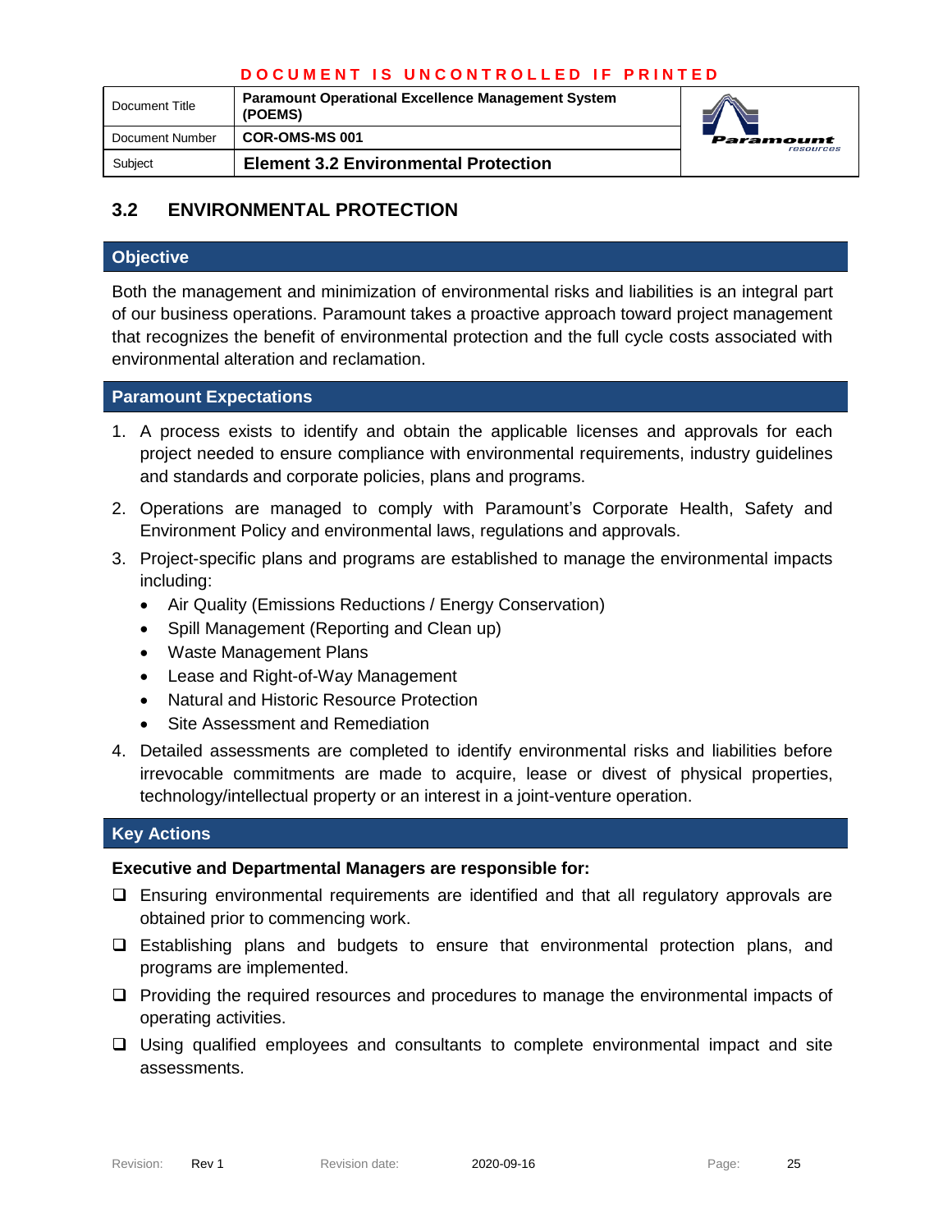DOCUMENT IS UNCONTROLLED IF PRINTED

| Document Title | Paramount Operational Excellence Management System (POEMS) |
| --- | --- |
| Document Number | COR-OMS-MS 001 |
| Subject | Element 3.2 Environmental Protection |

## 3.2 ENVIRONMENTAL PROTECTION

### Objective

Both the management and minimization of environmental risks and liabilities is an integral part of our business operations. Paramount takes a proactive approach toward project management that recognizes the benefit of environmental protection and the full cycle costs associated with environmental alteration and reclamation.

### Paramount Expectations

1. A process exists to identify and obtain the applicable licenses and approvals for each project needed to ensure compliance with environmental requirements, industry guidelines and standards and corporate policies, plans and programs.
2. Operations are managed to comply with Paramount's Corporate Health, Safety and Environment Policy and environmental laws, regulations and approvals.
3. Project-specific plans and programs are established to manage the environmental impacts including:
   - Air Quality (Emissions Reductions / Energy Conservation)
   - Spill Management (Reporting and Clean up)
   - Waste Management Plans
   - Lease and Right-of-Way Management
   - Natural and Historic Resource Protection
   - Site Assessment and Remediation
4. Detailed assessments are completed to identify environmental risks and liabilities before irrevocable commitments are made to acquire, lease or divest of physical properties, technology/intellectual property or an interest in a joint-venture operation.

### Key Actions

**Executive and Departmental Managers are responsible for:**

- ❑ Ensuring environmental requirements are identified and that all regulatory approvals are obtained prior to commencing work.
- ❑ Establishing plans and budgets to ensure that environmental protection plans, and programs are implemented.
- ❑ Providing the required resources and procedures to manage the environmental impacts of operating activities.
- ❑ Using qualified employees and consultants to complete environmental impact and site assessments.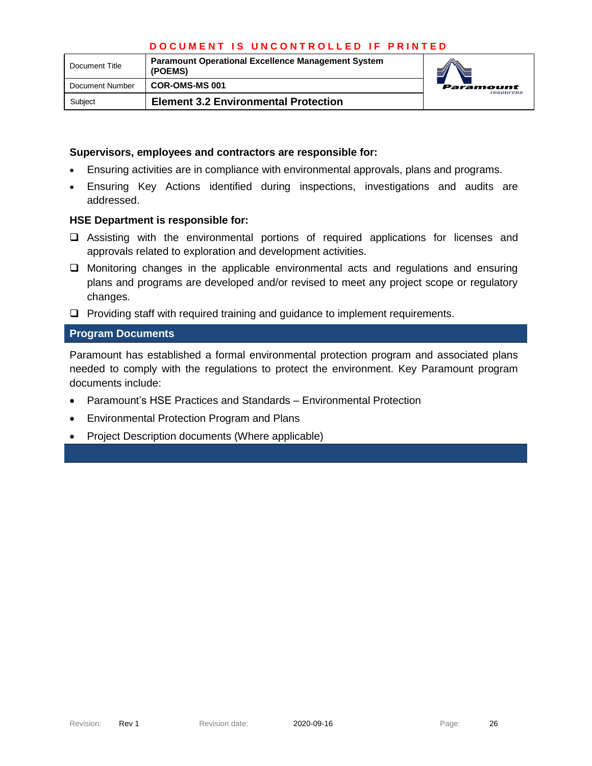**Supervisors, employees and contractors are responsible for:**

- Ensuring activities are in compliance with environmental approvals, plans and programs.
- Ensuring Key Actions identified during inspections, investigations and audits are addressed.

**HSE Department is responsible for:**

- Assisting with the environmental portions of required applications for licenses and approvals related to exploration and development activities.
- Monitoring changes in the applicable environmental acts and regulations and ensuring plans and programs are developed and/or revised to meet any project scope or regulatory changes.
- Providing staff with required training and guidance to implement requirements.

## Program Documents

Paramount has established a formal environmental protection program and associated plans needed to comply with the regulations to protect the environment. Key Paramount program documents include:

- Paramount's HSE Practices and Standards – Environmental Protection
- Environmental Protection Program and Plans
- Project Description documents (Where applicable)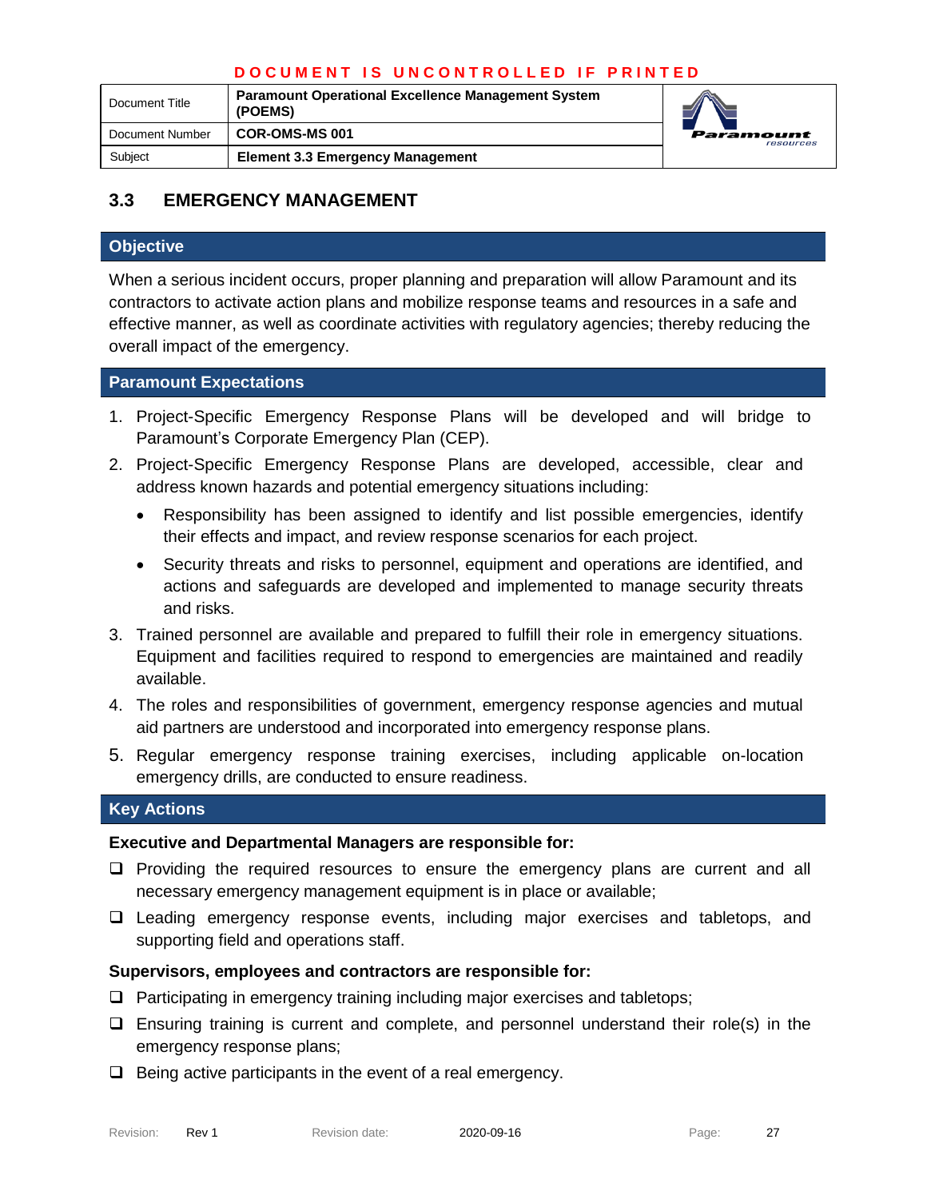## 3.3 EMERGENCY MANAGEMENT

### Objective

When a serious incident occurs, proper planning and preparation will allow Paramount and its contractors to activate action plans and mobilize response teams and resources in a safe and effective manner, as well as coordinate activities with regulatory agencies; thereby reducing the overall impact of the emergency.

### Paramount Expectations

1. Project-Specific Emergency Response Plans will be developed and will bridge to Paramount's Corporate Emergency Plan (CEP).
2. Project-Specific Emergency Response Plans are developed, accessible, clear and address known hazards and potential emergency situations including:
   - Responsibility has been assigned to identify and list possible emergencies, identify their effects and impact, and review response scenarios for each project.
   - Security threats and risks to personnel, equipment and operations are identified, and actions and safeguards are developed and implemented to manage security threats and risks.
3. Trained personnel are available and prepared to fulfill their role in emergency situations. Equipment and facilities required to respond to emergencies are maintained and readily available.
4. The roles and responsibilities of government, emergency response agencies and mutual aid partners are understood and incorporated into emergency response plans.
5. Regular emergency response training exercises, including applicable on-location emergency drills, are conducted to ensure readiness.

### Key Actions

**Executive and Departmental Managers are responsible for:**

- ❑ Providing the required resources to ensure the emergency plans are current and all necessary emergency management equipment is in place or available;
- ❑ Leading emergency response events, including major exercises and tabletops, and supporting field and operations staff.

**Supervisors, employees and contractors are responsible for:**

- ❑ Participating in emergency training including major exercises and tabletops;
- ❑ Ensuring training is current and complete, and personnel understand their role(s) in the emergency response plans;
- ❑ Being active participants in the event of a real emergency.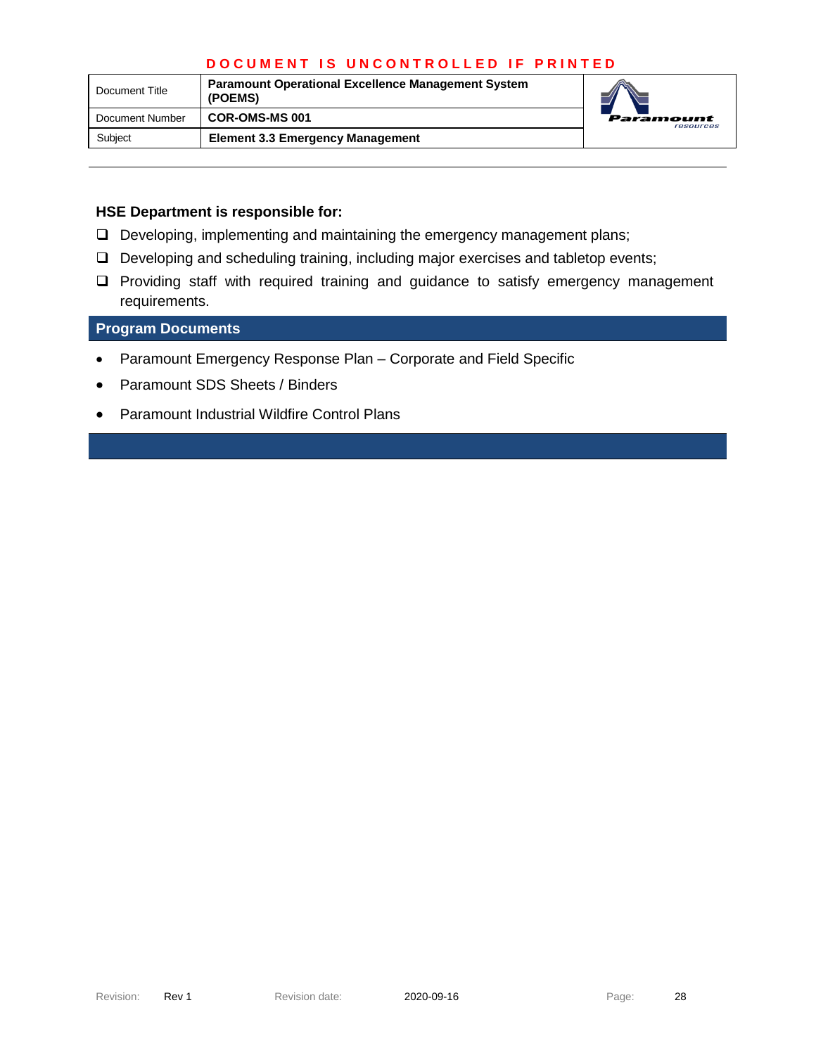### HSE Department is responsible for:

- Developing, implementing and maintaining the emergency management plans;
- Developing and scheduling training, including major exercises and tabletop events;
- Providing staff with required training and guidance to satisfy emergency management requirements.

## Program Documents

- Paramount Emergency Response Plan – Corporate and Field Specific
- Paramount SDS Sheets / Binders
- Paramount Industrial Wildfire Control Plans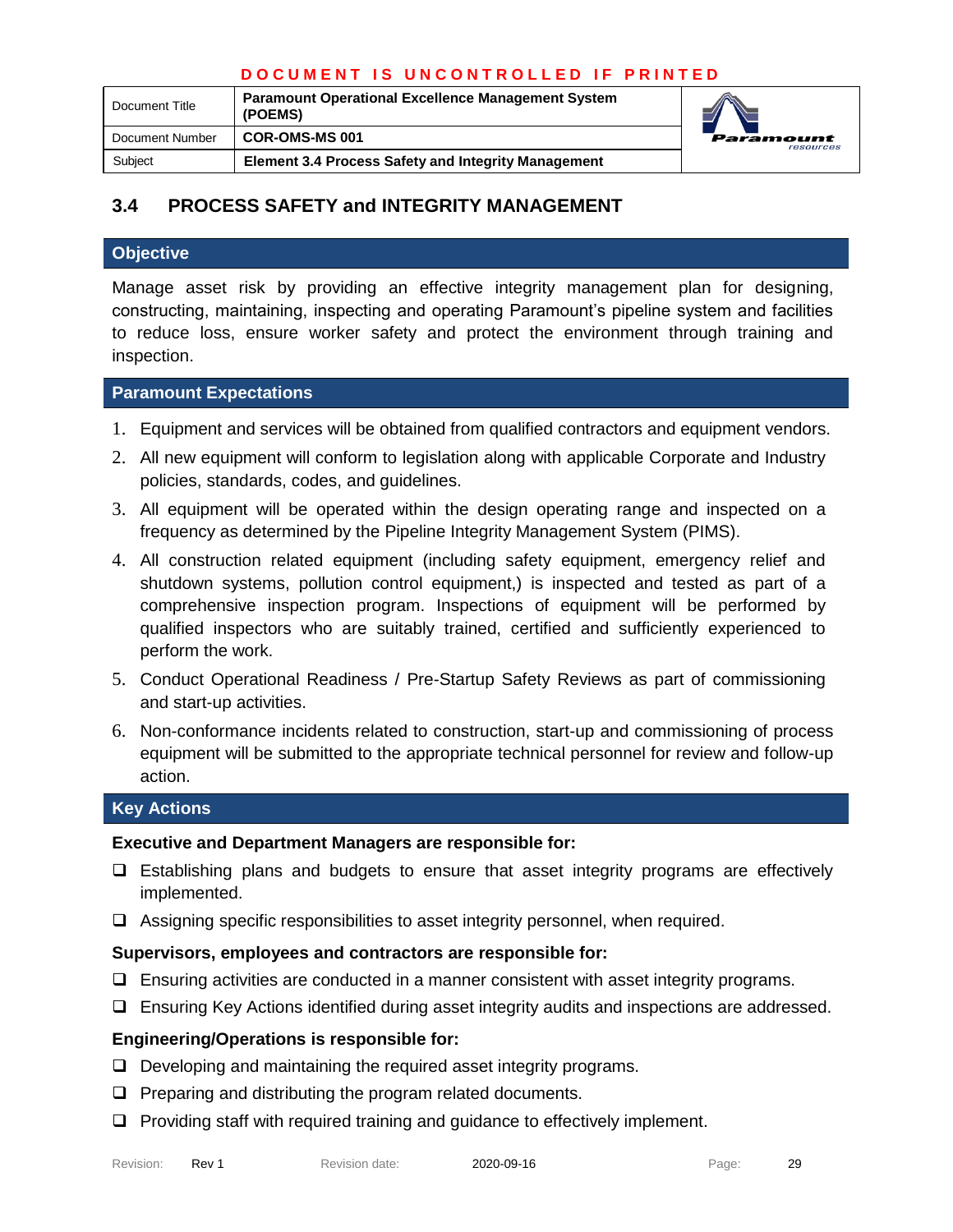## 3.4 PROCESS SAFETY and INTEGRITY MANAGEMENT

### Objective

Manage asset risk by providing an effective integrity management plan for designing, constructing, maintaining, inspecting and operating Paramount's pipeline system and facilities to reduce loss, ensure worker safety and protect the environment through training and inspection.

### Paramount Expectations

1. Equipment and services will be obtained from qualified contractors and equipment vendors.
2. All new equipment will conform to legislation along with applicable Corporate and Industry policies, standards, codes, and guidelines.
3. All equipment will be operated within the design operating range and inspected on a frequency as determined by the Pipeline Integrity Management System (PIMS).
4. All construction related equipment (including safety equipment, emergency relief and shutdown systems, pollution control equipment,) is inspected and tested as part of a comprehensive inspection program. Inspections of equipment will be performed by qualified inspectors who are suitably trained, certified and sufficiently experienced to perform the work.
5. Conduct Operational Readiness / Pre-Startup Safety Reviews as part of commissioning and start-up activities.
6. Non-conformance incidents related to construction, start-up and commissioning of process equipment will be submitted to the appropriate technical personnel for review and follow-up action.

### Key Actions

**Executive and Department Managers are responsible for:**

- ❑ Establishing plans and budgets to ensure that asset integrity programs are effectively implemented.
- ❑ Assigning specific responsibilities to asset integrity personnel, when required.

**Supervisors, employees and contractors are responsible for:**

- ❑ Ensuring activities are conducted in a manner consistent with asset integrity programs.
- ❑ Ensuring Key Actions identified during asset integrity audits and inspections are addressed.

**Engineering/Operations is responsible for:**

- ❑ Developing and maintaining the required asset integrity programs.
- ❑ Preparing and distributing the program related documents.
- ❑ Providing staff with required training and guidance to effectively implement.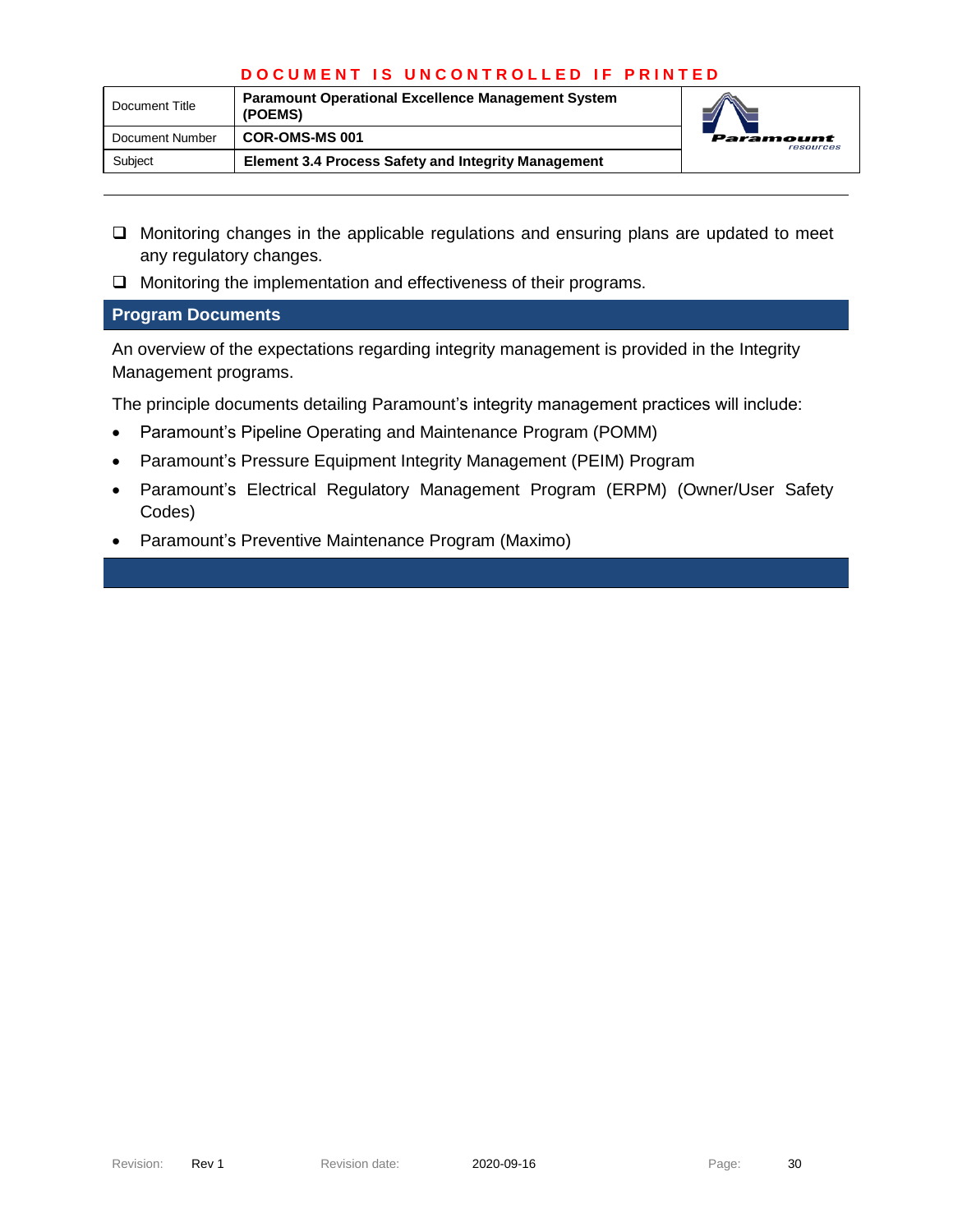- ❑ Monitoring changes in the applicable regulations and ensuring plans are updated to meet any regulatory changes.
- ❑ Monitoring the implementation and effectiveness of their programs.

## Program Documents

An overview of the expectations regarding integrity management is provided in the Integrity Management programs.

The principle documents detailing Paramount's integrity management practices will include:

- Paramount's Pipeline Operating and Maintenance Program (POMM)
- Paramount's Pressure Equipment Integrity Management (PEIM) Program
- Paramount's Electrical Regulatory Management Program (ERPM) (Owner/User Safety Codes)
- Paramount's Preventive Maintenance Program (Maximo)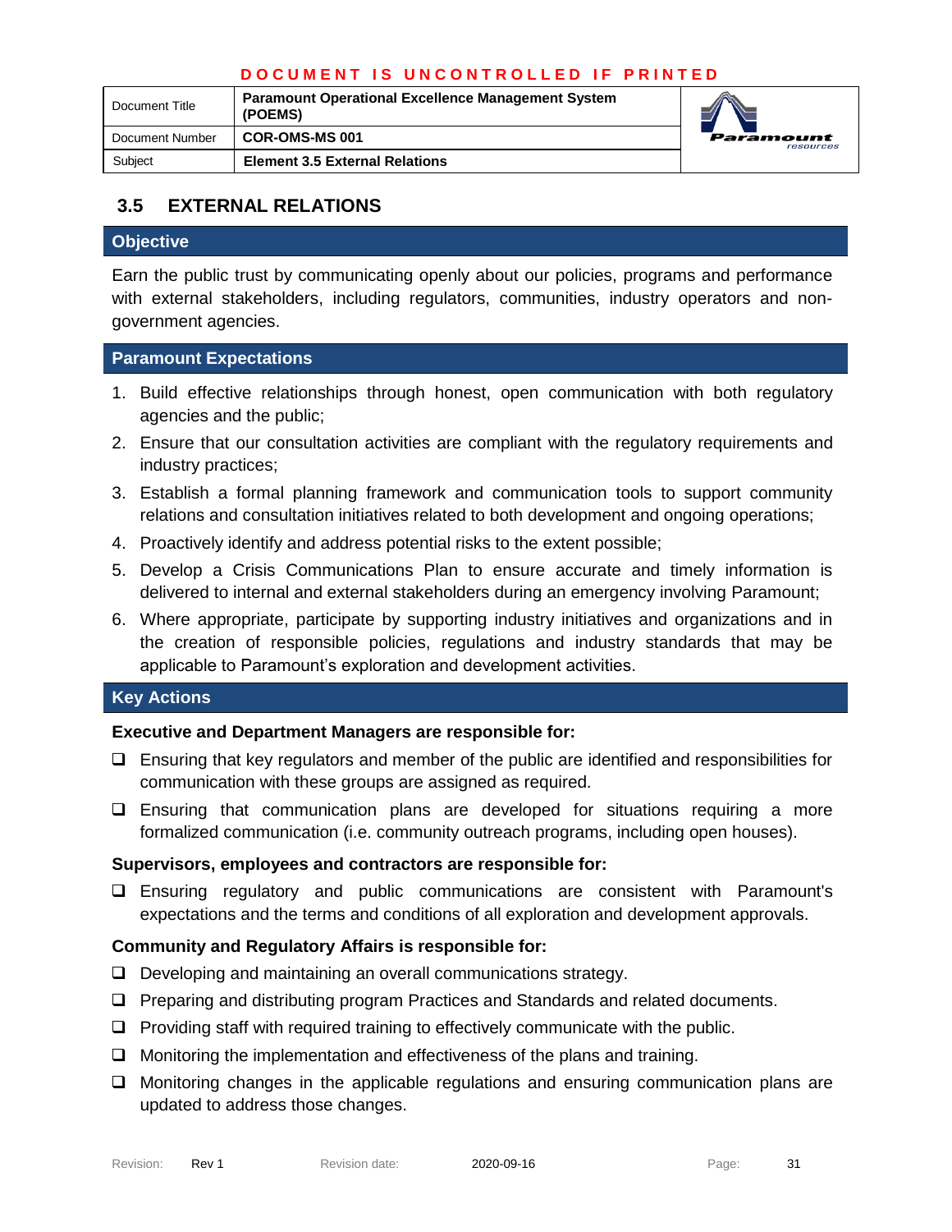DOCUMENT IS UNCONTROLLED IF PRINTED

| Document Title | Paramount Operational Excellence Management System (POEMS) |
|---|---|
| Document Number | COR-OMS-MS 001 |
| Subject | Element 3.5 External Relations |

## 3.5 EXTERNAL RELATIONS

### Objective

Earn the public trust by communicating openly about our policies, programs and performance with external stakeholders, including regulators, communities, industry operators and non-government agencies.

### Paramount Expectations

1. Build effective relationships through honest, open communication with both regulatory agencies and the public;
2. Ensure that our consultation activities are compliant with the regulatory requirements and industry practices;
3. Establish a formal planning framework and communication tools to support community relations and consultation initiatives related to both development and ongoing operations;
4. Proactively identify and address potential risks to the extent possible;
5. Develop a Crisis Communications Plan to ensure accurate and timely information is delivered to internal and external stakeholders during an emergency involving Paramount;
6. Where appropriate, participate by supporting industry initiatives and organizations and in the creation of responsible policies, regulations and industry standards that may be applicable to Paramount's exploration and development activities.

### Key Actions

**Executive and Department Managers are responsible for:**

- ☐ Ensuring that key regulators and member of the public are identified and responsibilities for communication with these groups are assigned as required.
- ☐ Ensuring that communication plans are developed for situations requiring a more formalized communication (i.e. community outreach programs, including open houses).

**Supervisors, employees and contractors are responsible for:**

- ☐ Ensuring regulatory and public communications are consistent with Paramount's expectations and the terms and conditions of all exploration and development approvals.

**Community and Regulatory Affairs is responsible for:**

- ☐ Developing and maintaining an overall communications strategy.
- ☐ Preparing and distributing program Practices and Standards and related documents.
- ☐ Providing staff with required training to effectively communicate with the public.
- ☐ Monitoring the implementation and effectiveness of the plans and training.
- ☐ Monitoring changes in the applicable regulations and ensuring communication plans are updated to address those changes.

Revision: Rev 1 Revision date: 2020-09-16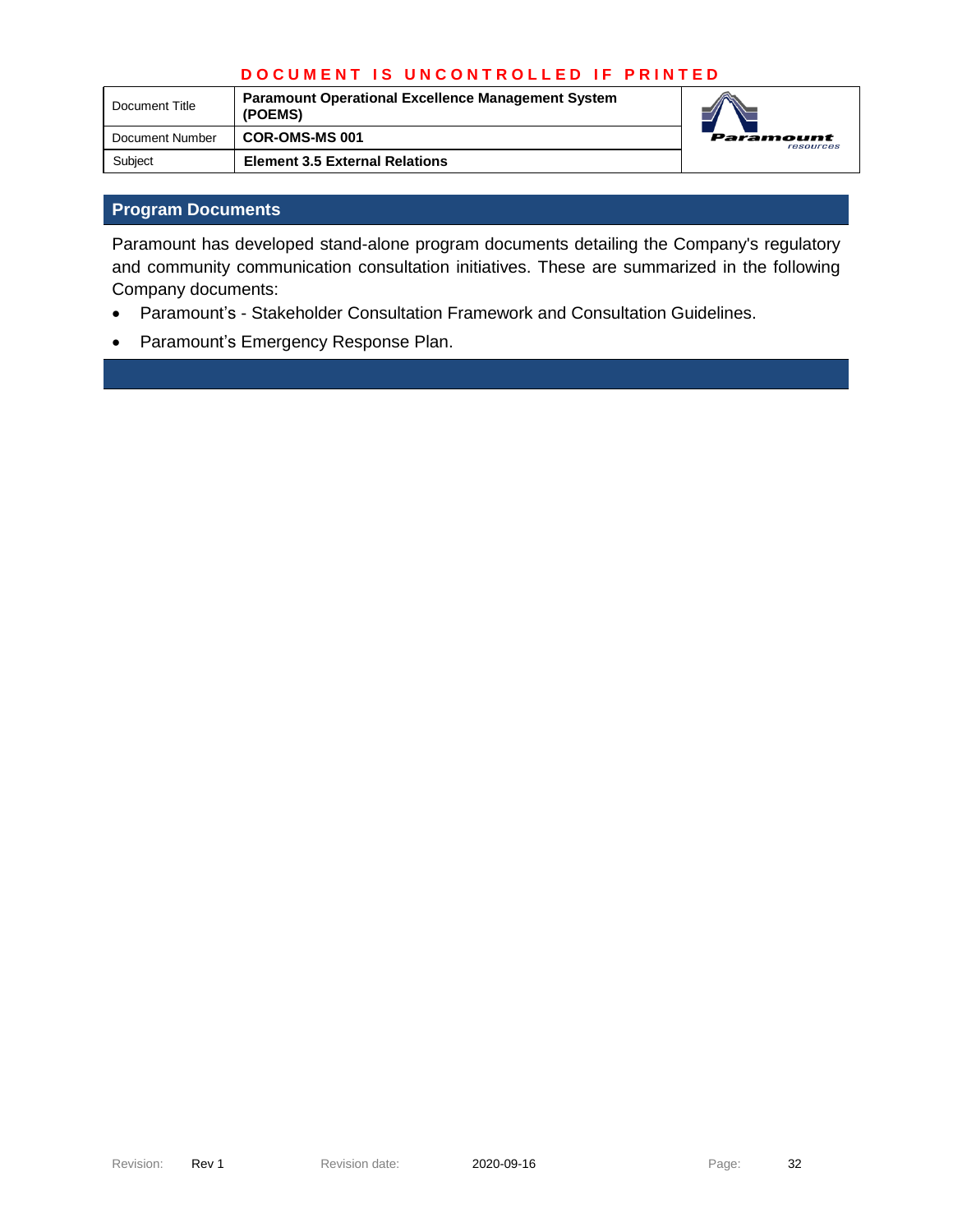## Program Documents

Paramount has developed stand-alone program documents detailing the Company's regulatory and community communication consultation initiatives. These are summarized in the following Company documents:

- Paramount's - Stakeholder Consultation Framework and Consultation Guidelines.
- Paramount's Emergency Response Plan.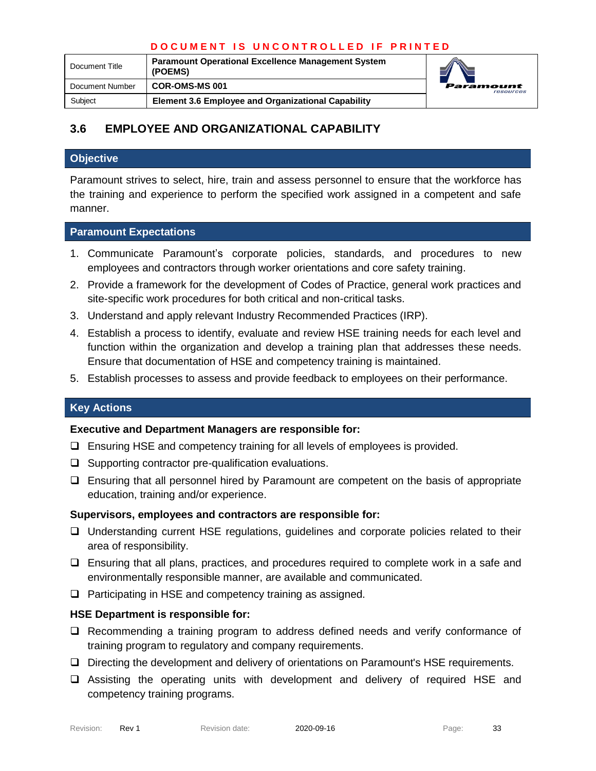## 3.6 EMPLOYEE AND ORGANIZATIONAL CAPABILITY

### Objective

Paramount strives to select, hire, train and assess personnel to ensure that the workforce has the training and experience to perform the specified work assigned in a competent and safe manner.

### Paramount Expectations

1. Communicate Paramount's corporate policies, standards, and procedures to new employees and contractors through worker orientations and core safety training.
2. Provide a framework for the development of Codes of Practice, general work practices and site-specific work procedures for both critical and non-critical tasks.
3. Understand and apply relevant Industry Recommended Practices (IRP).
4. Establish a process to identify, evaluate and review HSE training needs for each level and function within the organization and develop a training plan that addresses these needs. Ensure that documentation of HSE and competency training is maintained.
5. Establish processes to assess and provide feedback to employees on their performance.

### Key Actions

**Executive and Department Managers are responsible for:**

- ❑ Ensuring HSE and competency training for all levels of employees is provided.
- ❑ Supporting contractor pre-qualification evaluations.
- ❑ Ensuring that all personnel hired by Paramount are competent on the basis of appropriate education, training and/or experience.

**Supervisors, employees and contractors are responsible for:**

- ❑ Understanding current HSE regulations, guidelines and corporate policies related to their area of responsibility.
- ❑ Ensuring that all plans, practices, and procedures required to complete work in a safe and environmentally responsible manner, are available and communicated.
- ❑ Participating in HSE and competency training as assigned.

**HSE Department is responsible for:**

- ❑ Recommending a training program to address defined needs and verify conformance of training program to regulatory and company requirements.
- ❑ Directing the development and delivery of orientations on Paramount's HSE requirements.
- ❑ Assisting the operating units with development and delivery of required HSE and competency training programs.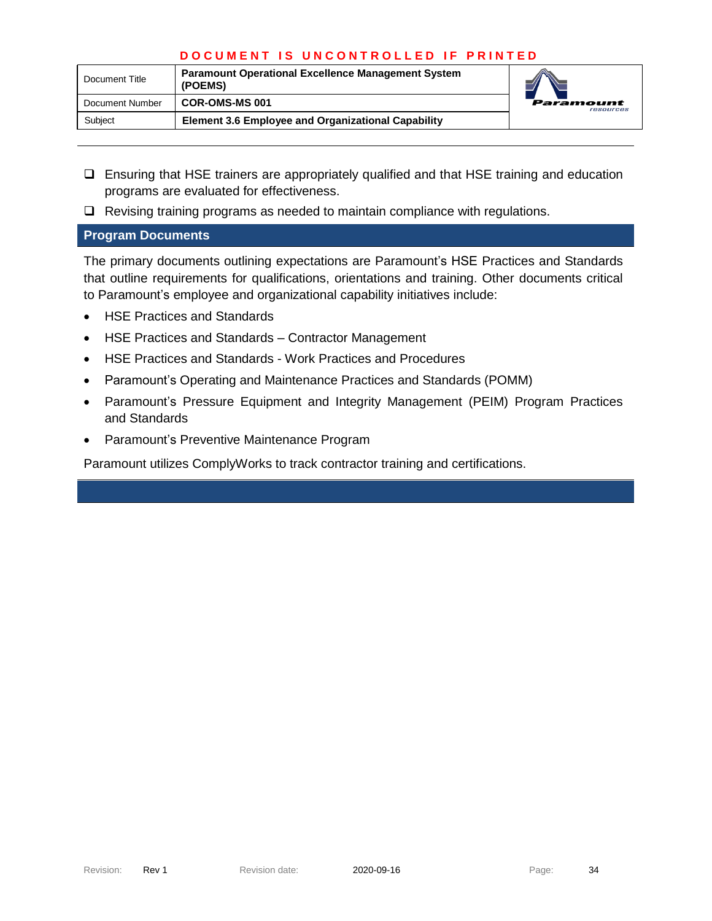- ❑ Ensuring that HSE trainers are appropriately qualified and that HSE training and education programs are evaluated for effectiveness.
- ❑ Revising training programs as needed to maintain compliance with regulations.

## Program Documents

The primary documents outlining expectations are Paramount's HSE Practices and Standards that outline requirements for qualifications, orientations and training. Other documents critical to Paramount's employee and organizational capability initiatives include:

- HSE Practices and Standards
- HSE Practices and Standards – Contractor Management
- HSE Practices and Standards - Work Practices and Procedures
- Paramount's Operating and Maintenance Practices and Standards (POMM)
- Paramount's Pressure Equipment and Integrity Management (PEIM) Program Practices and Standards
- Paramount's Preventive Maintenance Program

Paramount utilizes ComplyWorks to track contractor training and certifications.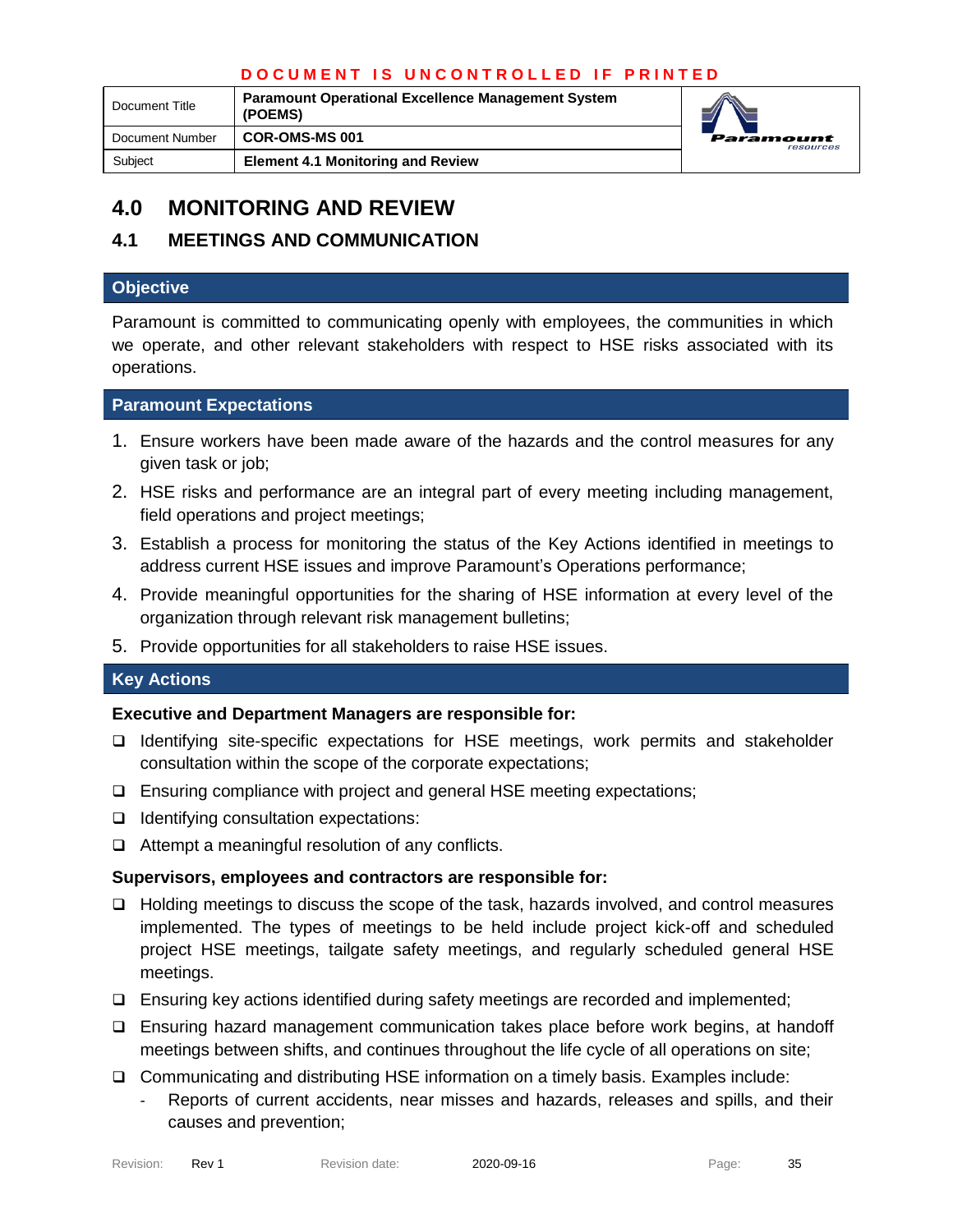# 4.0 MONITORING AND REVIEW

## 4.1 MEETINGS AND COMMUNICATION

### Objective

Paramount is committed to communicating openly with employees, the communities in which we operate, and other relevant stakeholders with respect to HSE risks associated with its operations.

### Paramount Expectations

1. Ensure workers have been made aware of the hazards and the control measures for any given task or job;
2. HSE risks and performance are an integral part of every meeting including management, field operations and project meetings;
3. Establish a process for monitoring the status of the Key Actions identified in meetings to address current HSE issues and improve Paramount's Operations performance;
4. Provide meaningful opportunities for the sharing of HSE information at every level of the organization through relevant risk management bulletins;
5. Provide opportunities for all stakeholders to raise HSE issues.

### Key Actions

**Executive and Department Managers are responsible for:**

- Identifying site-specific expectations for HSE meetings, work permits and stakeholder consultation within the scope of the corporate expectations;
- Ensuring compliance with project and general HSE meeting expectations;
- Identifying consultation expectations:
- Attempt a meaningful resolution of any conflicts.

**Supervisors, employees and contractors are responsible for:**

- Holding meetings to discuss the scope of the task, hazards involved, and control measures implemented. The types of meetings to be held include project kick-off and scheduled project HSE meetings, tailgate safety meetings, and regularly scheduled general HSE meetings.
- Ensuring key actions identified during safety meetings are recorded and implemented;
- Ensuring hazard management communication takes place before work begins, at handoff meetings between shifts, and continues throughout the life cycle of all operations on site;
- Communicating and distributing HSE information on a timely basis. Examples include:
  - Reports of current accidents, near misses and hazards, releases and spills, and their causes and prevention;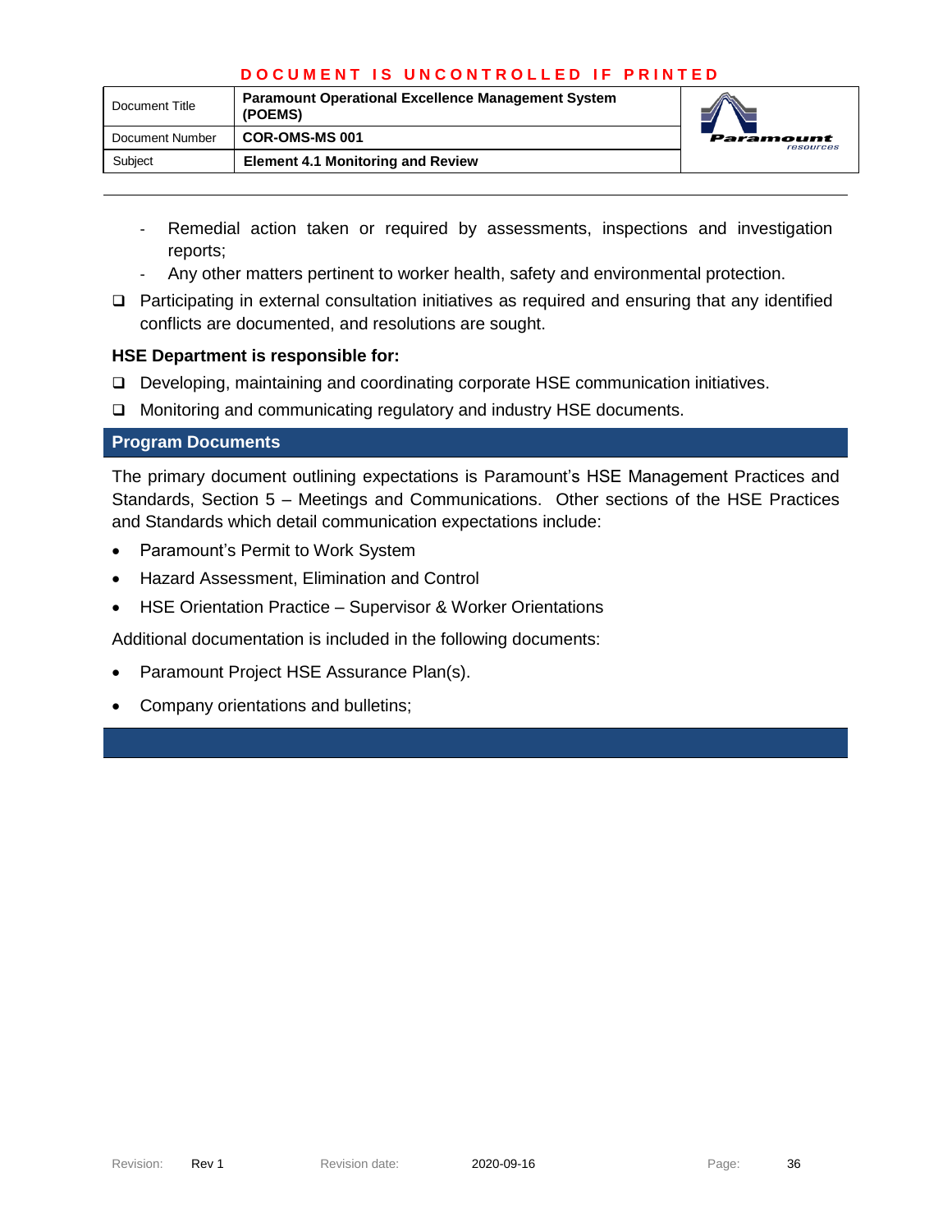- Remedial action taken or required by assessments, inspections and investigation reports;
- Any other matters pertinent to worker health, safety and environmental protection.

- Participating in external consultation initiatives as required and ensuring that any identified conflicts are documented, and resolutions are sought.

**HSE Department is responsible for:**

- Developing, maintaining and coordinating corporate HSE communication initiatives.
- Monitoring and communicating regulatory and industry HSE documents.

## Program Documents

The primary document outlining expectations is Paramount's HSE Management Practices and Standards, Section 5 – Meetings and Communications. Other sections of the HSE Practices and Standards which detail communication expectations include:

- Paramount's Permit to Work System
- Hazard Assessment, Elimination and Control
- HSE Orientation Practice – Supervisor & Worker Orientations

Additional documentation is included in the following documents:

- Paramount Project HSE Assurance Plan(s).
- Company orientations and bulletins;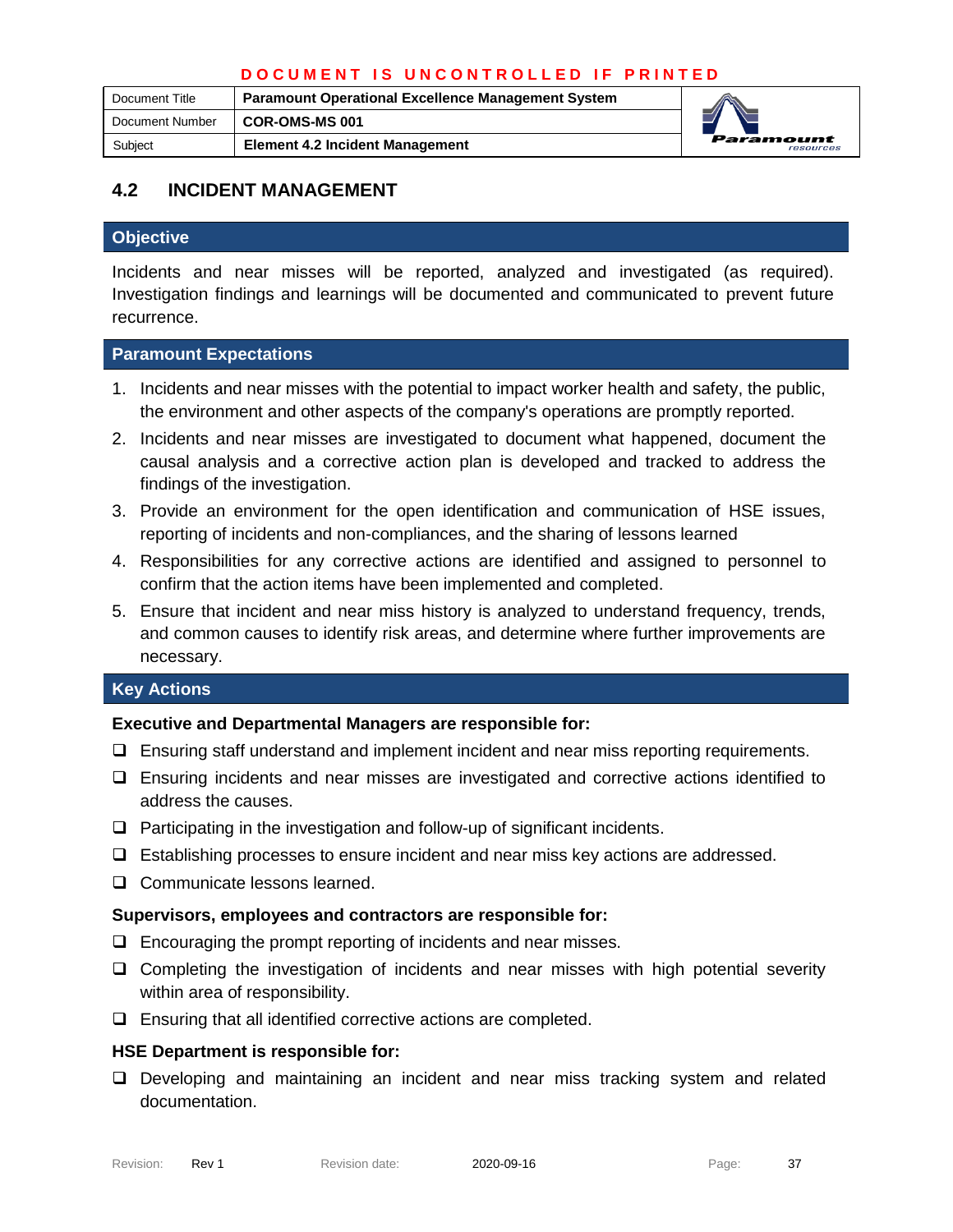## 4.2 INCIDENT MANAGEMENT

### Objective

Incidents and near misses will be reported, analyzed and investigated (as required). Investigation findings and learnings will be documented and communicated to prevent future recurrence.

### Paramount Expectations

1. Incidents and near misses with the potential to impact worker health and safety, the public, the environment and other aspects of the company's operations are promptly reported.
2. Incidents and near misses are investigated to document what happened, document the causal analysis and a corrective action plan is developed and tracked to address the findings of the investigation.
3. Provide an environment for the open identification and communication of HSE issues, reporting of incidents and non-compliances, and the sharing of lessons learned
4. Responsibilities for any corrective actions are identified and assigned to personnel to confirm that the action items have been implemented and completed.
5. Ensure that incident and near miss history is analyzed to understand frequency, trends, and common causes to identify risk areas, and determine where further improvements are necessary.

### Key Actions

**Executive and Departmental Managers are responsible for:**

- ❑ Ensuring staff understand and implement incident and near miss reporting requirements.
- ❑ Ensuring incidents and near misses are investigated and corrective actions identified to address the causes.
- ❑ Participating in the investigation and follow-up of significant incidents.
- ❑ Establishing processes to ensure incident and near miss key actions are addressed.
- ❑ Communicate lessons learned.

**Supervisors, employees and contractors are responsible for:**

- ❑ Encouraging the prompt reporting of incidents and near misses.
- ❑ Completing the investigation of incidents and near misses with high potential severity within area of responsibility.
- ❑ Ensuring that all identified corrective actions are completed.

**HSE Department is responsible for:**

- ❑ Developing and maintaining an incident and near miss tracking system and related documentation.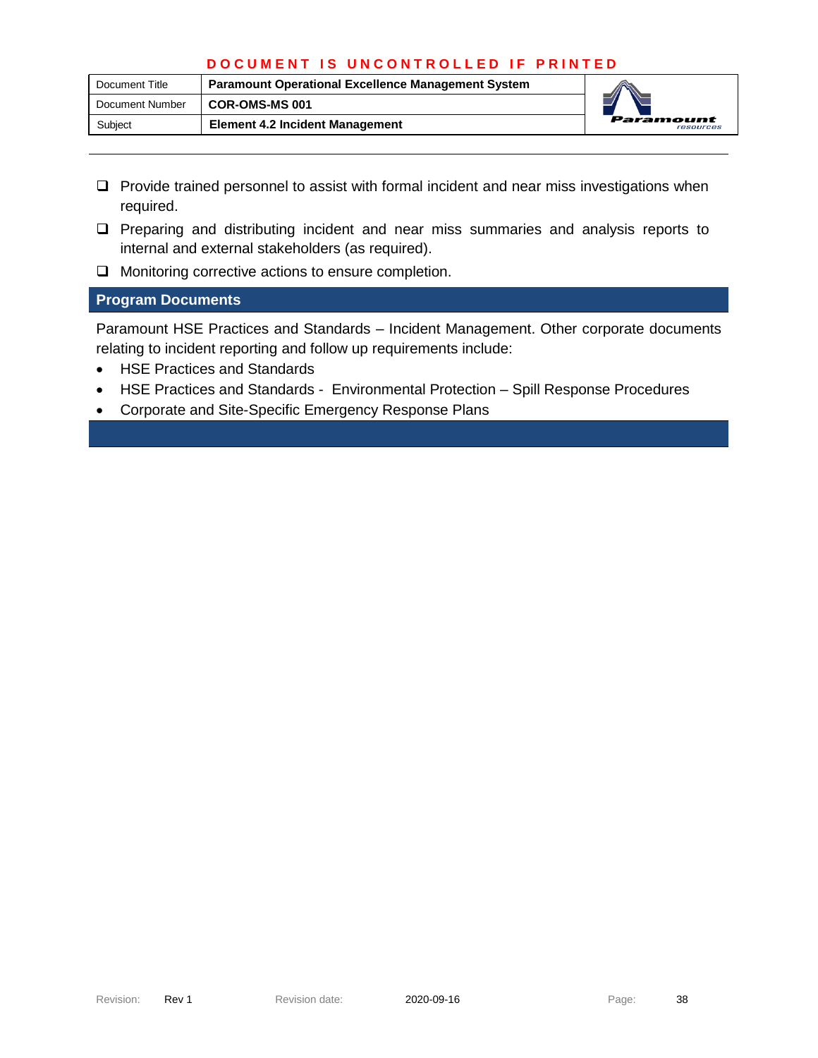- ❑ Provide trained personnel to assist with formal incident and near miss investigations when required.
- ❑ Preparing and distributing incident and near miss summaries and analysis reports to internal and external stakeholders (as required).
- ❑ Monitoring corrective actions to ensure completion.

## Program Documents

Paramount HSE Practices and Standards – Incident Management. Other corporate documents relating to incident reporting and follow up requirements include:

- HSE Practices and Standards
- HSE Practices and Standards - Environmental Protection – Spill Response Procedures
- Corporate and Site-Specific Emergency Response Plans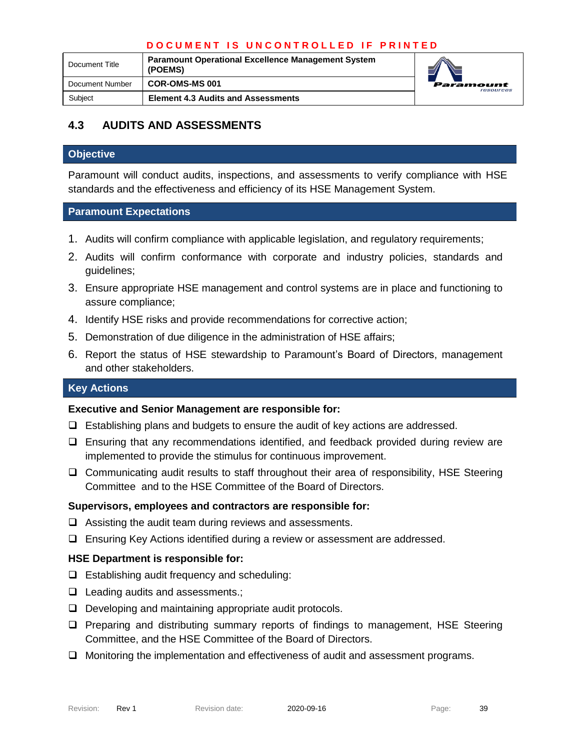DOCUMENT IS UNCONTROLLED IF PRINTED

| Document Title | Paramount Operational Excellence Management System (POEMS) |
|---|---|
| Document Number | COR-OMS-MS 001 |
| Subject | Element 4.3 Audits and Assessments |

## 4.3 AUDITS AND ASSESSMENTS

### Objective

Paramount will conduct audits, inspections, and assessments to verify compliance with HSE standards and the effectiveness and efficiency of its HSE Management System.

### Paramount Expectations

1. Audits will confirm compliance with applicable legislation, and regulatory requirements;
2. Audits will confirm conformance with corporate and industry policies, standards and guidelines;
3. Ensure appropriate HSE management and control systems are in place and functioning to assure compliance;
4. Identify HSE risks and provide recommendations for corrective action;
5. Demonstration of due diligence in the administration of HSE affairs;
6. Report the status of HSE stewardship to Paramount's Board of Directors, management and other stakeholders.

### Key Actions

**Executive and Senior Management are responsible for:**

- ❑ Establishing plans and budgets to ensure the audit of key actions are addressed.
- ❑ Ensuring that any recommendations identified, and feedback provided during review are implemented to provide the stimulus for continuous improvement.
- ❑ Communicating audit results to staff throughout their area of responsibility, HSE Steering Committee and to the HSE Committee of the Board of Directors.

**Supervisors, employees and contractors are responsible for:**

- ❑ Assisting the audit team during reviews and assessments.
- ❑ Ensuring Key Actions identified during a review or assessment are addressed.

**HSE Department is responsible for:**

- ❑ Establishing audit frequency and scheduling:
- ❑ Leading audits and assessments.;
- ❑ Developing and maintaining appropriate audit protocols.
- ❑ Preparing and distributing summary reports of findings to management, HSE Steering Committee, and the HSE Committee of the Board of Directors.
- ❑ Monitoring the implementation and effectiveness of audit and assessment programs.

Revision: Rev 1 Revision date: 2020-09-16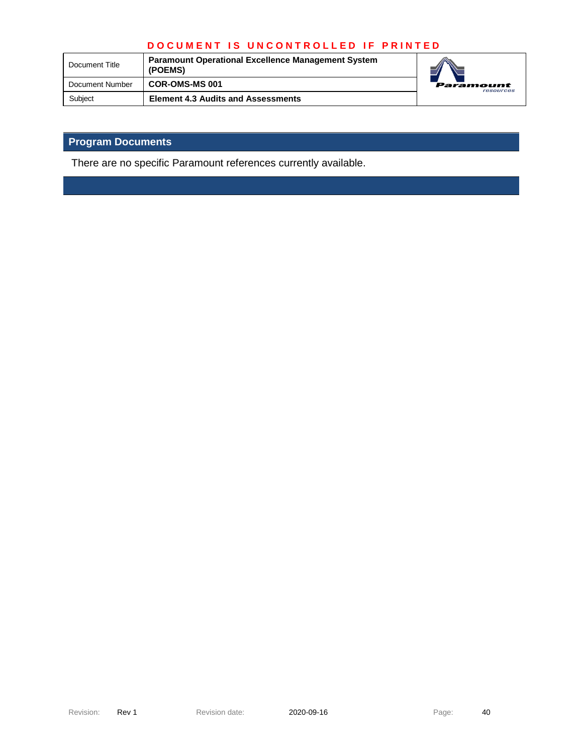## Program Documents

There are no specific Paramount references currently available.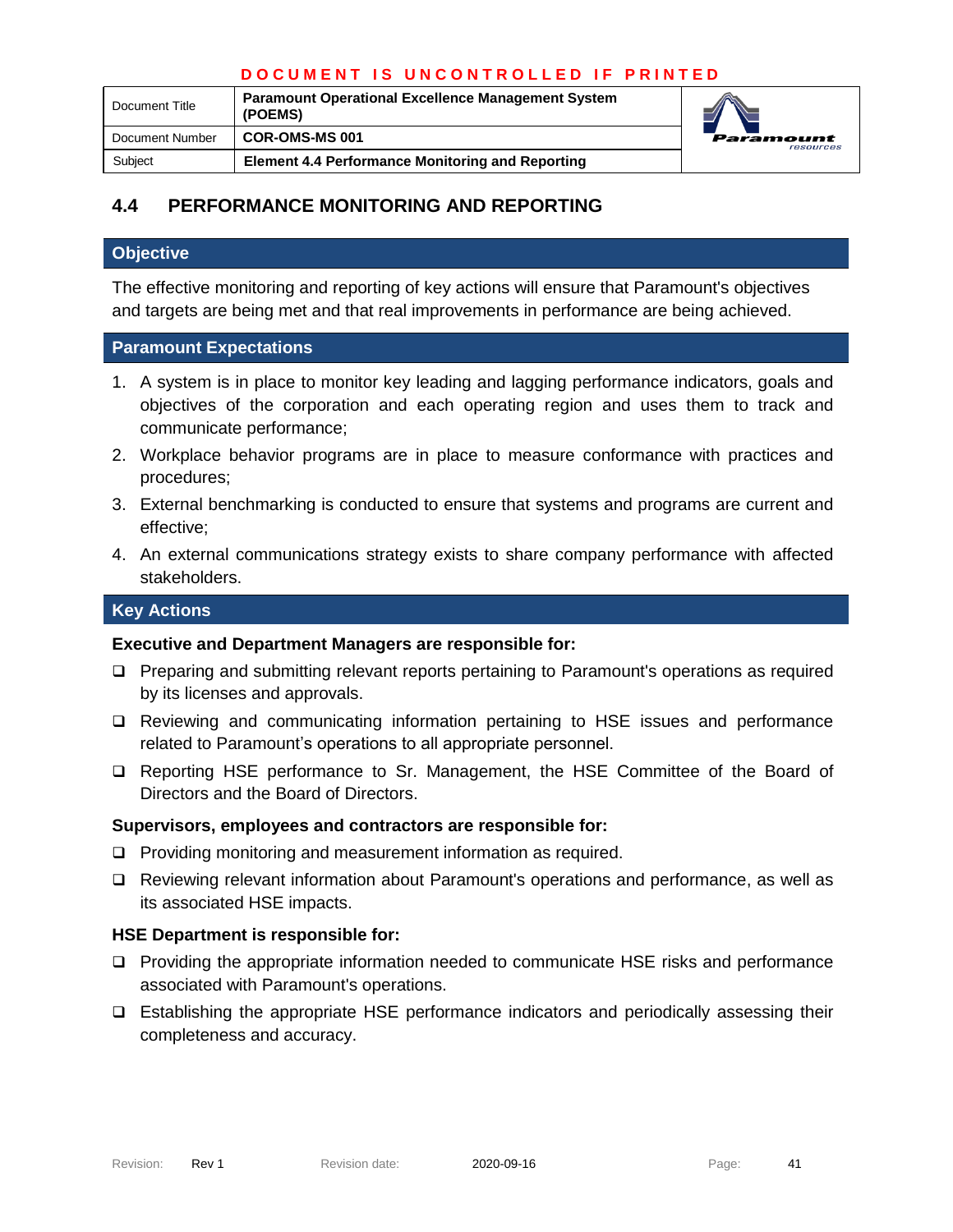## 4.4 PERFORMANCE MONITORING AND REPORTING

### Objective

The effective monitoring and reporting of key actions will ensure that Paramount's objectives and targets are being met and that real improvements in performance are being achieved.

### Paramount Expectations

1. A system is in place to monitor key leading and lagging performance indicators, goals and objectives of the corporation and each operating region and uses them to track and communicate performance;
2. Workplace behavior programs are in place to measure conformance with practices and procedures;
3. External benchmarking is conducted to ensure that systems and programs are current and effective;
4. An external communications strategy exists to share company performance with affected stakeholders.

### Key Actions

**Executive and Department Managers are responsible for:**

- Preparing and submitting relevant reports pertaining to Paramount's operations as required by its licenses and approvals.
- Reviewing and communicating information pertaining to HSE issues and performance related to Paramount's operations to all appropriate personnel.
- Reporting HSE performance to Sr. Management, the HSE Committee of the Board of Directors and the Board of Directors.

**Supervisors, employees and contractors are responsible for:**

- Providing monitoring and measurement information as required.
- Reviewing relevant information about Paramount's operations and performance, as well as its associated HSE impacts.

**HSE Department is responsible for:**

- Providing the appropriate information needed to communicate HSE risks and performance associated with Paramount's operations.
- Establishing the appropriate HSE performance indicators and periodically assessing their completeness and accuracy.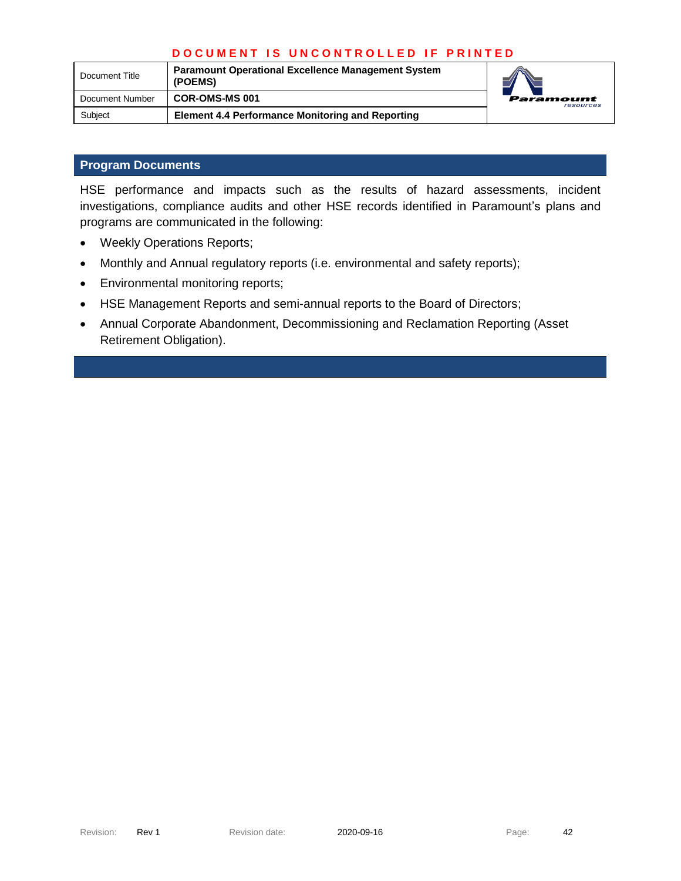## Program Documents

HSE performance and impacts such as the results of hazard assessments, incident investigations, compliance audits and other HSE records identified in Paramount's plans and programs are communicated in the following:

- Weekly Operations Reports;
- Monthly and Annual regulatory reports (i.e. environmental and safety reports);
- Environmental monitoring reports;
- HSE Management Reports and semi-annual reports to the Board of Directors;
- Annual Corporate Abandonment, Decommissioning and Reclamation Reporting (Asset Retirement Obligation).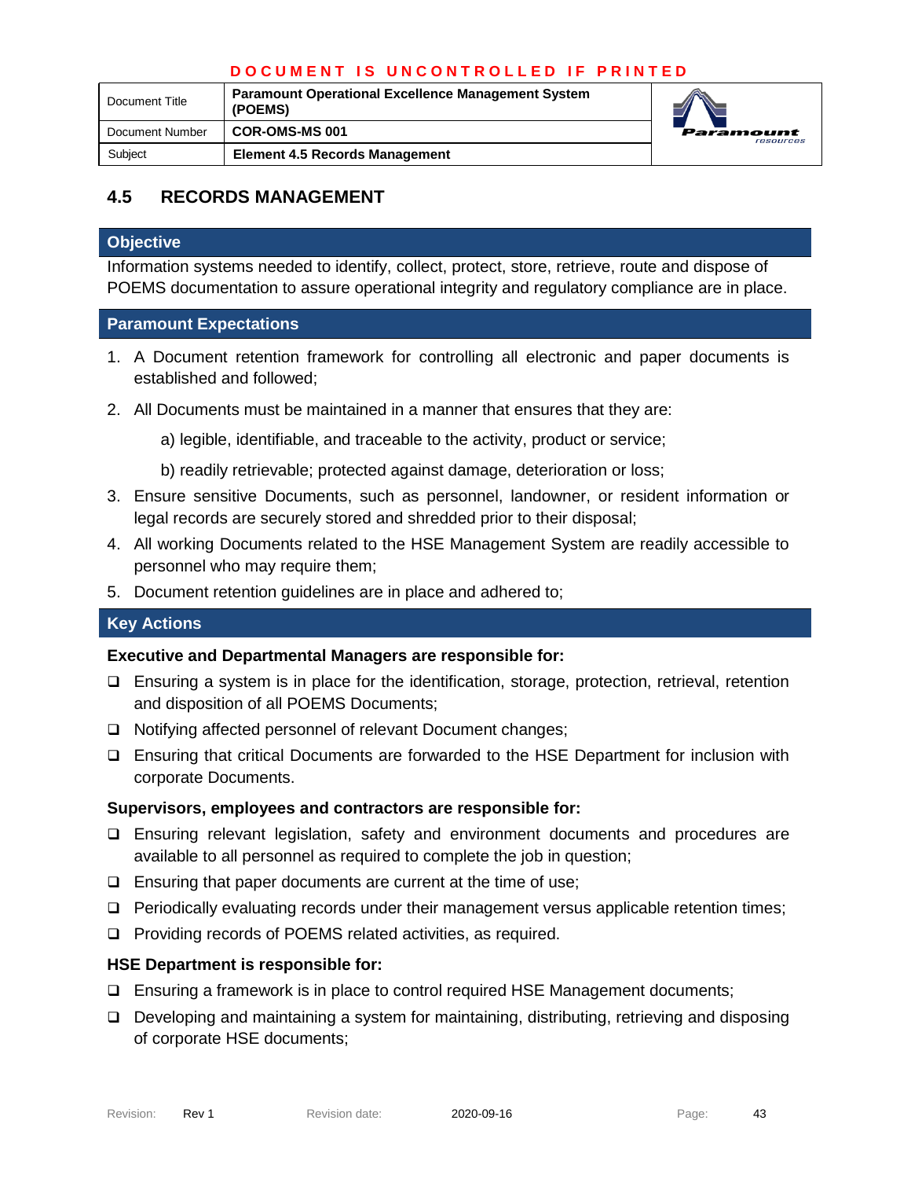## 4.5 RECORDS MANAGEMENT

### Objective

Information systems needed to identify, collect, protect, store, retrieve, route and dispose of POEMS documentation to assure operational integrity and regulatory compliance are in place.

### Paramount Expectations

1. A Document retention framework for controlling all electronic and paper documents is established and followed;
2. All Documents must be maintained in a manner that ensures that they are:

   a) legible, identifiable, and traceable to the activity, product or service;

   b) readily retrievable; protected against damage, deterioration or loss;
3. Ensure sensitive Documents, such as personnel, landowner, or resident information or legal records are securely stored and shredded prior to their disposal;
4. All working Documents related to the HSE Management System are readily accessible to personnel who may require them;
5. Document retention guidelines are in place and adhered to;

### Key Actions

**Executive and Departmental Managers are responsible for:**

- ❑ Ensuring a system is in place for the identification, storage, protection, retrieval, retention and disposition of all POEMS Documents;
- ❑ Notifying affected personnel of relevant Document changes;
- ❑ Ensuring that critical Documents are forwarded to the HSE Department for inclusion with corporate Documents.

**Supervisors, employees and contractors are responsible for:**

- ❑ Ensuring relevant legislation, safety and environment documents and procedures are available to all personnel as required to complete the job in question;
- ❑ Ensuring that paper documents are current at the time of use;
- ❑ Periodically evaluating records under their management versus applicable retention times;
- ❑ Providing records of POEMS related activities, as required.

**HSE Department is responsible for:**

- ❑ Ensuring a framework is in place to control required HSE Management documents;
- ❑ Developing and maintaining a system for maintaining, distributing, retrieving and disposing of corporate HSE documents;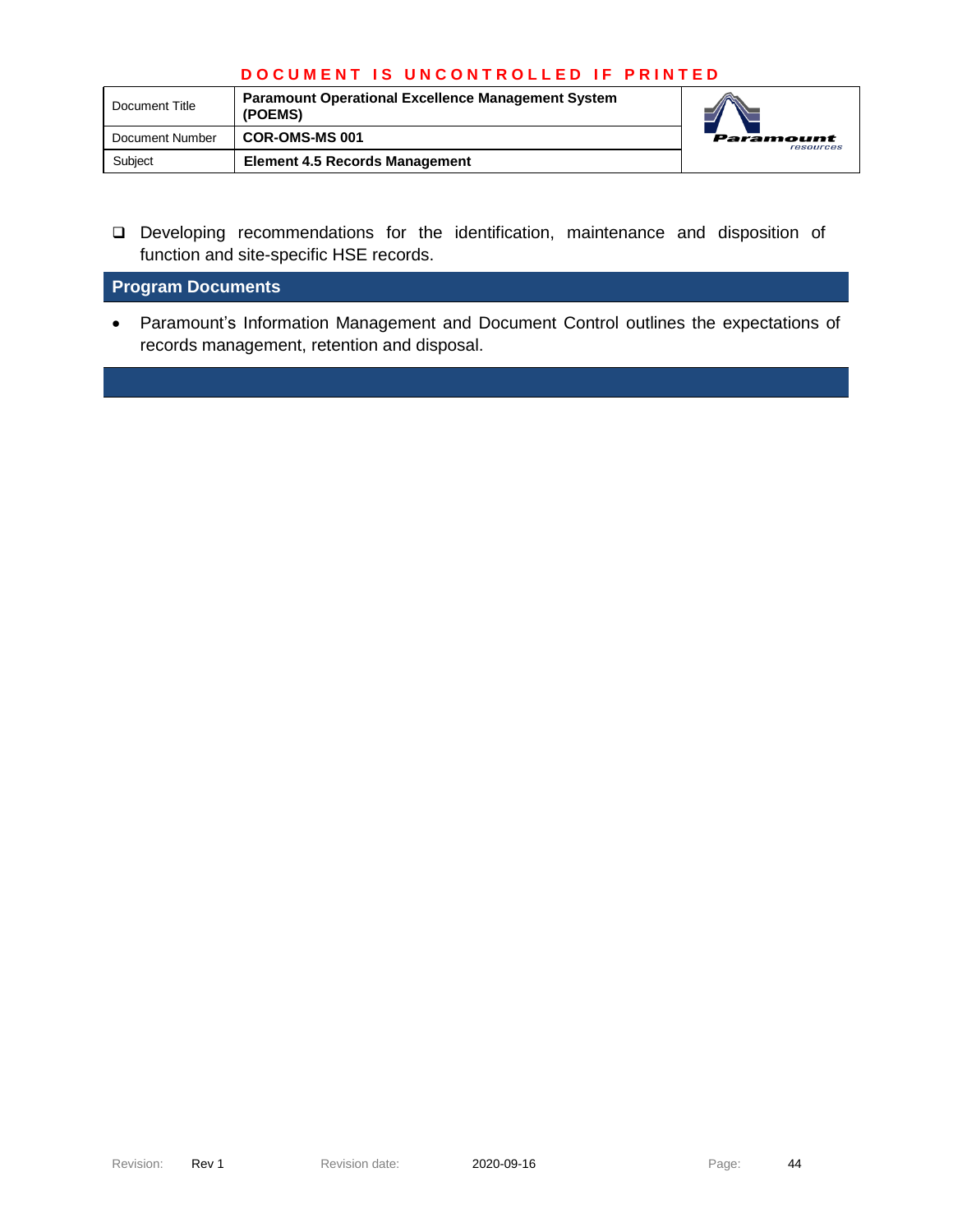- ❑ Developing recommendations for the identification, maintenance and disposition of function and site-specific HSE records.

## Program Documents

- Paramount's Information Management and Document Control outlines the expectations of records management, retention and disposal.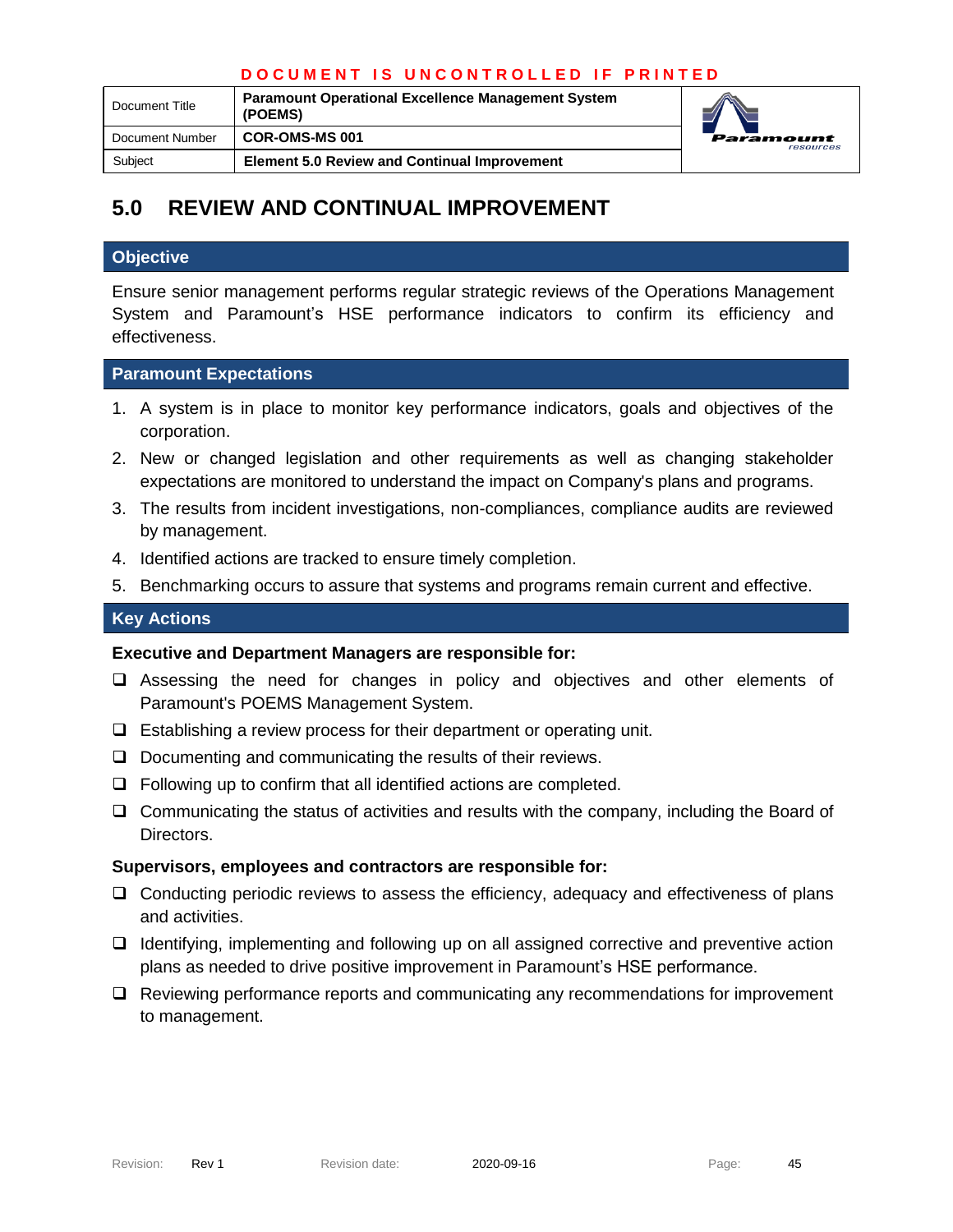# 5.0 REVIEW AND CONTINUAL IMPROVEMENT

## Objective

Ensure senior management performs regular strategic reviews of the Operations Management System and Paramount's HSE performance indicators to confirm its efficiency and effectiveness.

## Paramount Expectations

1. A system is in place to monitor key performance indicators, goals and objectives of the corporation.
2. New or changed legislation and other requirements as well as changing stakeholder expectations are monitored to understand the impact on Company's plans and programs.
3. The results from incident investigations, non-compliances, compliance audits are reviewed by management.
4. Identified actions are tracked to ensure timely completion.
5. Benchmarking occurs to assure that systems and programs remain current and effective.

## Key Actions

**Executive and Department Managers are responsible for:**

- ❑ Assessing the need for changes in policy and objectives and other elements of Paramount's POEMS Management System.
- ❑ Establishing a review process for their department or operating unit.
- ❑ Documenting and communicating the results of their reviews.
- ❑ Following up to confirm that all identified actions are completed.
- ❑ Communicating the status of activities and results with the company, including the Board of Directors.

**Supervisors, employees and contractors are responsible for:**

- ❑ Conducting periodic reviews to assess the efficiency, adequacy and effectiveness of plans and activities.
- ❑ Identifying, implementing and following up on all assigned corrective and preventive action plans as needed to drive positive improvement in Paramount's HSE performance.
- ❑ Reviewing performance reports and communicating any recommendations for improvement to management.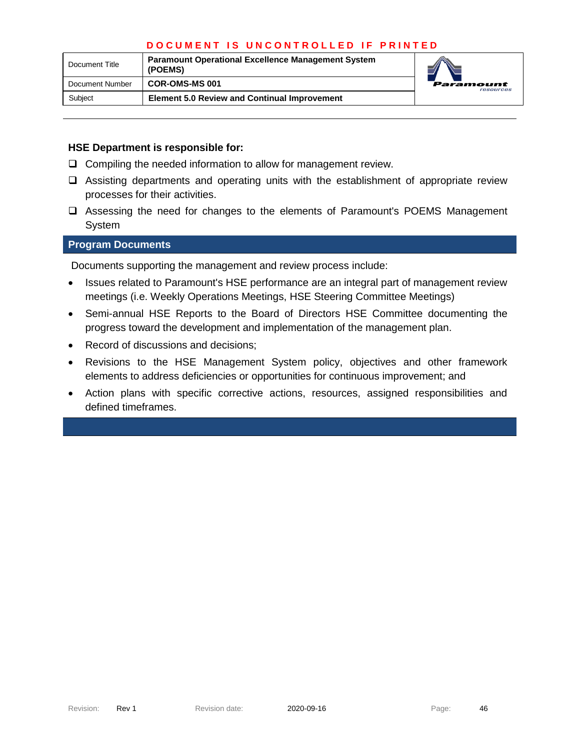**HSE Department is responsible for:**

- ❑ Compiling the needed information to allow for management review.
- ❑ Assisting departments and operating units with the establishment of appropriate review processes for their activities.
- ❑ Assessing the need for changes to the elements of Paramount's POEMS Management System

## Program Documents

Documents supporting the management and review process include:

- Issues related to Paramount's HSE performance are an integral part of management review meetings (i.e. Weekly Operations Meetings, HSE Steering Committee Meetings)
- Semi-annual HSE Reports to the Board of Directors HSE Committee documenting the progress toward the development and implementation of the management plan.
- Record of discussions and decisions;
- Revisions to the HSE Management System policy, objectives and other framework elements to address deficiencies or opportunities for continuous improvement; and
- Action plans with specific corrective actions, resources, assigned responsibilities and defined timeframes.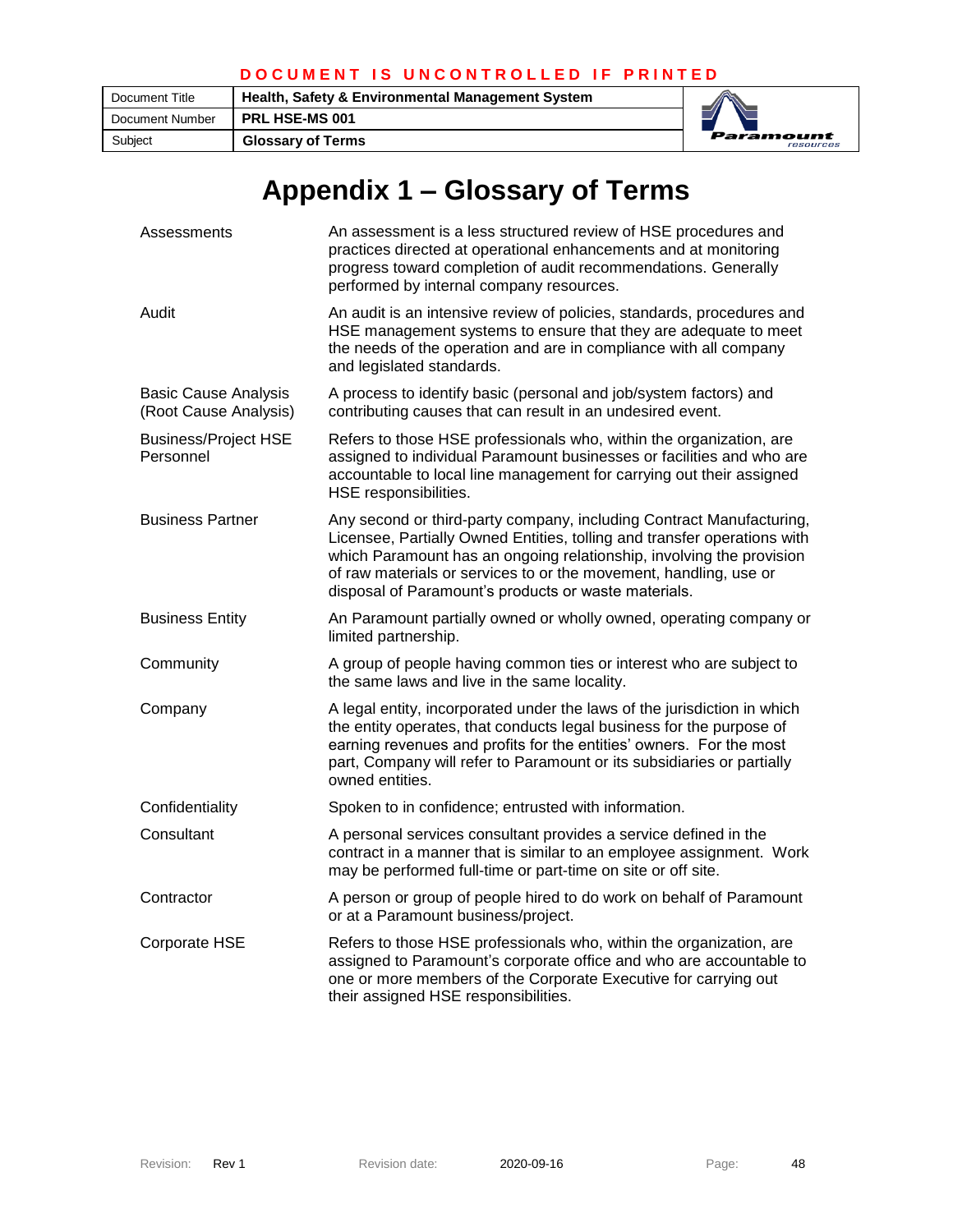# Appendix 1 – Glossary of Terms

| | |
|---|---|
| Assessments | An assessment is a less structured review of HSE procedures and practices directed at operational enhancements and at monitoring progress toward completion of audit recommendations. Generally performed by internal company resources. |
| Audit | An audit is an intensive review of policies, standards, procedures and HSE management systems to ensure that they are adequate to meet the needs of the operation and are in compliance with all company and legislated standards. |
| Basic Cause Analysis (Root Cause Analysis) | A process to identify basic (personal and job/system factors) and contributing causes that can result in an undesired event. |
| Business/Project HSE Personnel | Refers to those HSE professionals who, within the organization, are assigned to individual Paramount businesses or facilities and who are accountable to local line management for carrying out their assigned HSE responsibilities. |
| Business Partner | Any second or third-party company, including Contract Manufacturing, Licensee, Partially Owned Entities, tolling and transfer operations with which Paramount has an ongoing relationship, involving the provision of raw materials or services to or the movement, handling, use or disposal of Paramount's products or waste materials. |
| Business Entity | An Paramount partially owned or wholly owned, operating company or limited partnership. |
| Community | A group of people having common ties or interest who are subject to the same laws and live in the same locality. |
| Company | A legal entity, incorporated under the laws of the jurisdiction in which the entity operates, that conducts legal business for the purpose of earning revenues and profits for the entities' owners. For the most part, Company will refer to Paramount or its subsidiaries or partially owned entities. |
| Confidentiality | Spoken to in confidence; entrusted with information. |
| Consultant | A personal services consultant provides a service defined in the contract in a manner that is similar to an employee assignment. Work may be performed full-time or part-time on site or off site. |
| Contractor | A person or group of people hired to do work on behalf of Paramount or at a Paramount business/project. |
| Corporate HSE | Refers to those HSE professionals who, within the organization, are assigned to Paramount's corporate office and who are accountable to one or more members of the Corporate Executive for carrying out their assigned HSE responsibilities. |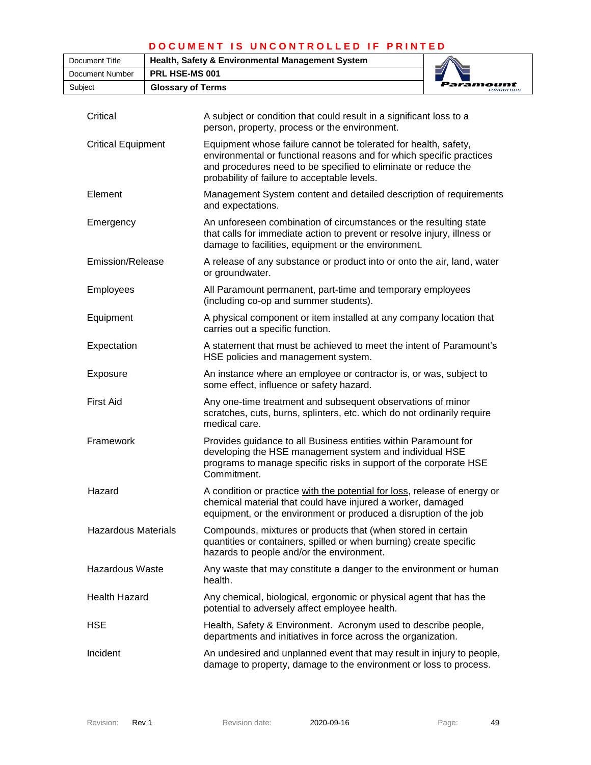| Term | Definition |
|---|---|
| Critical | A subject or condition that could result in a significant loss to a person, property, process or the environment. |
| Critical Equipment | Equipment whose failure cannot be tolerated for health, safety, environmental or functional reasons and for which specific practices and procedures need to be specified to eliminate or reduce the probability of failure to acceptable levels. |
| Element | Management System content and detailed description of requirements and expectations. |
| Emergency | An unforeseen combination of circumstances or the resulting state that calls for immediate action to prevent or resolve injury, illness or damage to facilities, equipment or the environment. |
| Emission/Release | A release of any substance or product into or onto the air, land, water or groundwater. |
| Employees | All Paramount permanent, part-time and temporary employees (including co-op and summer students). |
| Equipment | A physical component or item installed at any company location that carries out a specific function. |
| Expectation | A statement that must be achieved to meet the intent of Paramount's HSE policies and management system. |
| Exposure | An instance where an employee or contractor is, or was, subject to some effect, influence or safety hazard. |
| First Aid | Any one-time treatment and subsequent observations of minor scratches, cuts, burns, splinters, etc. which do not ordinarily require medical care. |
| Framework | Provides guidance to all Business entities within Paramount for developing the HSE management system and individual HSE programs to manage specific risks in support of the corporate HSE Commitment. |
| Hazard | A condition or practice <u>with the potential for loss</u>, release of energy or chemical material that could have injured a worker, damaged equipment, or the environment or produced a disruption of the job |
| Hazardous Materials | Compounds, mixtures or products that (when stored in certain quantities or containers, spilled or when burning) create specific hazards to people and/or the environment. |
| Hazardous Waste | Any waste that may constitute a danger to the environment or human health. |
| Health Hazard | Any chemical, biological, ergonomic or physical agent that has the potential to adversely affect employee health. |
| HSE | Health, Safety & Environment. Acronym used to describe people, departments and initiatives in force across the organization. |
| Incident | An undesired and unplanned event that may result in injury to people, damage to property, damage to the environment or loss to process. |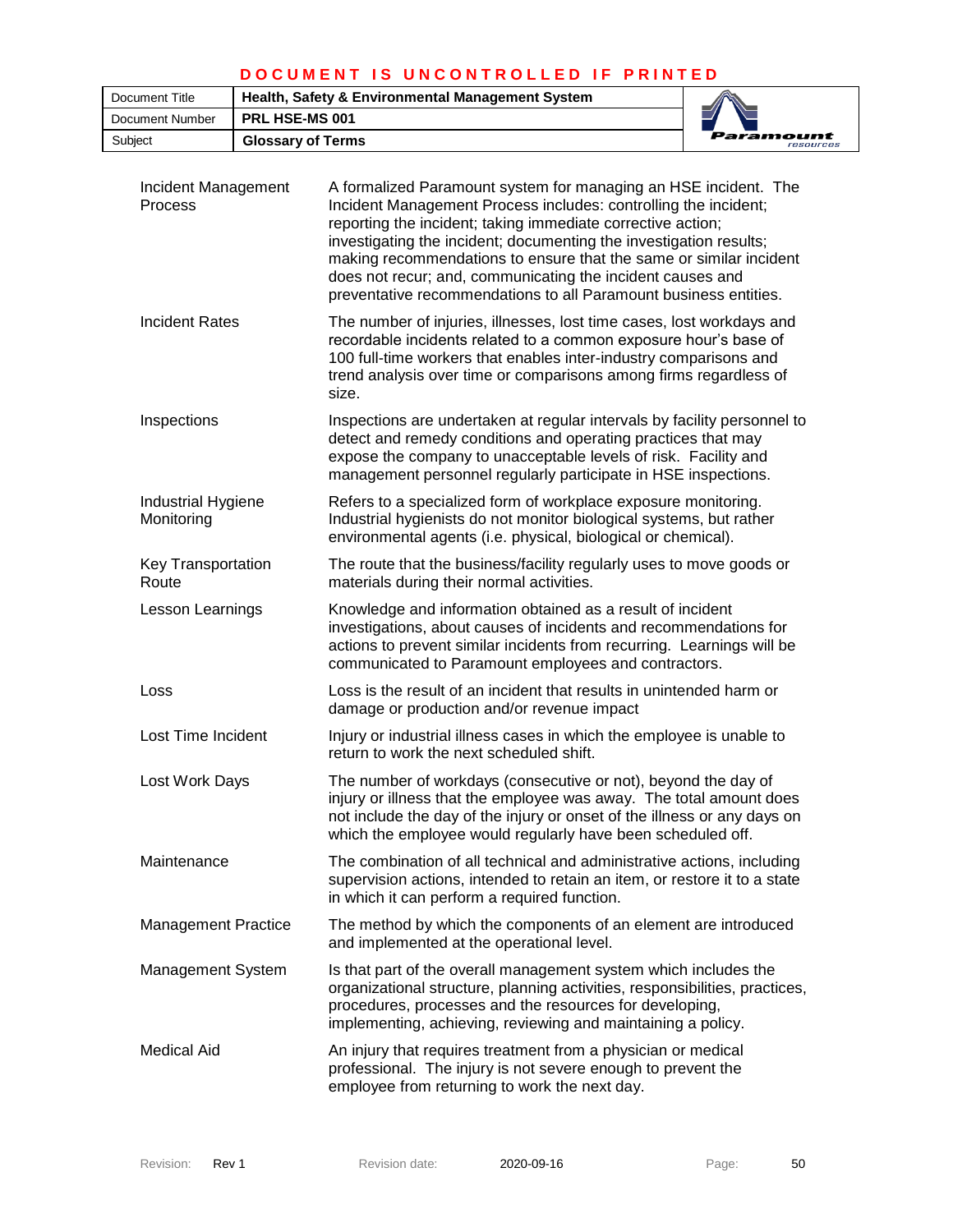| Term | Definition |
|---|---|
| Incident Management Process | A formalized Paramount system for managing an HSE incident. The Incident Management Process includes: controlling the incident; reporting the incident; taking immediate corrective action; investigating the incident; documenting the investigation results; making recommendations to ensure that the same or similar incident does not recur; and, communicating the incident causes and preventative recommendations to all Paramount business entities. |
| Incident Rates | The number of injuries, illnesses, lost time cases, lost workdays and recordable incidents related to a common exposure hour's base of 100 full-time workers that enables inter-industry comparisons and trend analysis over time or comparisons among firms regardless of size. |
| Inspections | Inspections are undertaken at regular intervals by facility personnel to detect and remedy conditions and operating practices that may expose the company to unacceptable levels of risk. Facility and management personnel regularly participate in HSE inspections. |
| Industrial Hygiene Monitoring | Refers to a specialized form of workplace exposure monitoring. Industrial hygienists do not monitor biological systems, but rather environmental agents (i.e. physical, biological or chemical). |
| Key Transportation Route | The route that the business/facility regularly uses to move goods or materials during their normal activities. |
| Lesson Learnings | Knowledge and information obtained as a result of incident investigations, about causes of incidents and recommendations for actions to prevent similar incidents from recurring. Learnings will be communicated to Paramount employees and contractors. |
| Loss | Loss is the result of an incident that results in unintended harm or damage or production and/or revenue impact |
| Lost Time Incident | Injury or industrial illness cases in which the employee is unable to return to work the next scheduled shift. |
| Lost Work Days | The number of workdays (consecutive or not), beyond the day of injury or illness that the employee was away. The total amount does not include the day of the injury or onset of the illness or any days on which the employee would regularly have been scheduled off. |
| Maintenance | The combination of all technical and administrative actions, including supervision actions, intended to retain an item, or restore it to a state in which it can perform a required function. |
| Management Practice | The method by which the components of an element are introduced and implemented at the operational level. |
| Management System | Is that part of the overall management system which includes the organizational structure, planning activities, responsibilities, practices, procedures, processes and the resources for developing, implementing, achieving, reviewing and maintaining a policy. |
| Medical Aid | An injury that requires treatment from a physician or medical professional. The injury is not severe enough to prevent the employee from returning to work the next day. |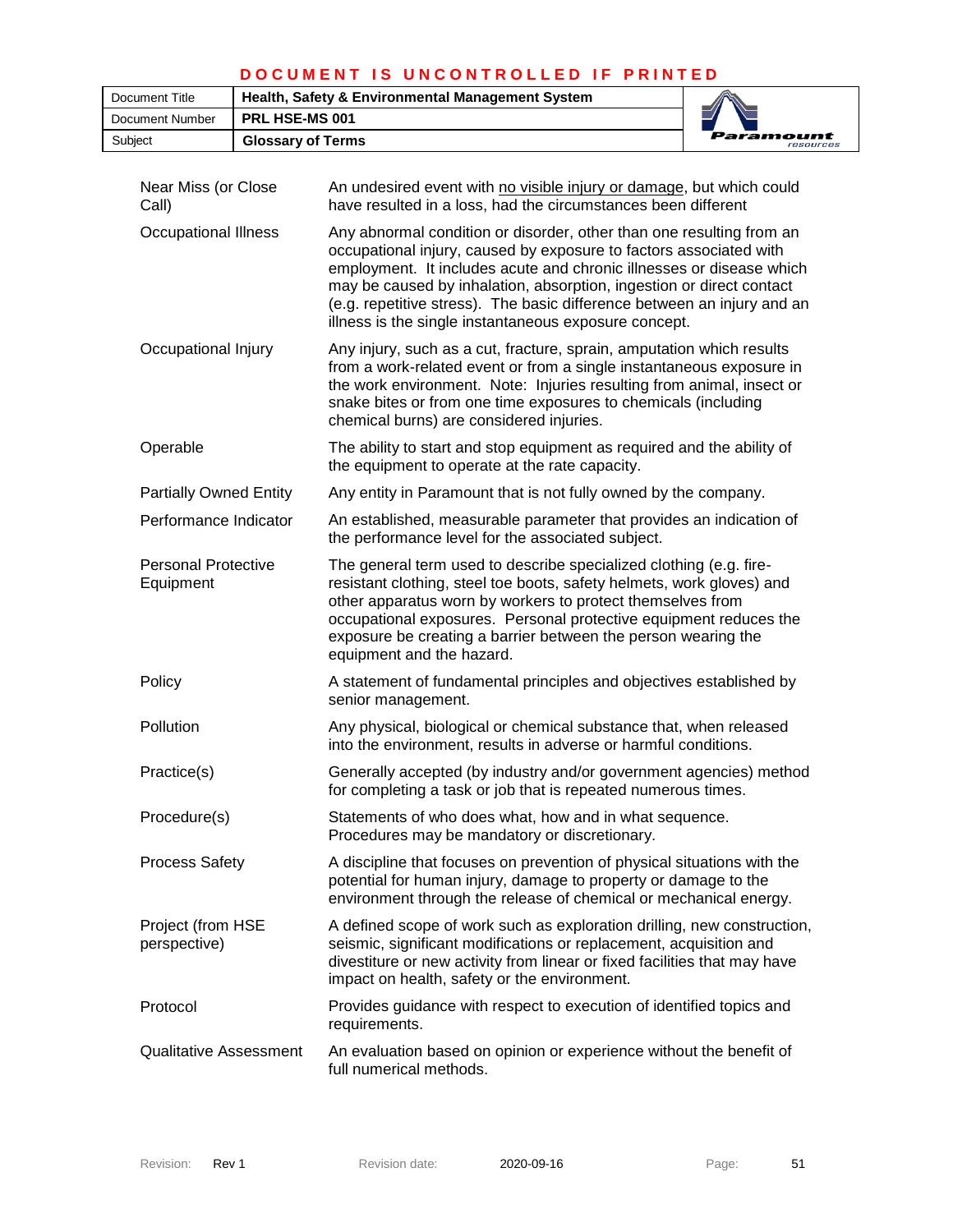| Term | Definition |
|---|---|
| Near Miss (or Close Call) | An undesired event with <u>no visible injury or damage</u>, but which could have resulted in a loss, had the circumstances been different |
| Occupational Illness | Any abnormal condition or disorder, other than one resulting from an occupational injury, caused by exposure to factors associated with employment. It includes acute and chronic illnesses or disease which may be caused by inhalation, absorption, ingestion or direct contact (e.g. repetitive stress). The basic difference between an injury and an illness is the single instantaneous exposure concept. |
| Occupational Injury | Any injury, such as a cut, fracture, sprain, amputation which results from a work-related event or from a single instantaneous exposure in the work environment. Note: Injuries resulting from animal, insect or snake bites or from one time exposures to chemicals (including chemical burns) are considered injuries. |
| Operable | The ability to start and stop equipment as required and the ability of the equipment to operate at the rate capacity. |
| Partially Owned Entity | Any entity in Paramount that is not fully owned by the company. |
| Performance Indicator | An established, measurable parameter that provides an indication of the performance level for the associated subject. |
| Personal Protective Equipment | The general term used to describe specialized clothing (e.g. fire-resistant clothing, steel toe boots, safety helmets, work gloves) and other apparatus worn by workers to protect themselves from occupational exposures. Personal protective equipment reduces the exposure be creating a barrier between the person wearing the equipment and the hazard. |
| Policy | A statement of fundamental principles and objectives established by senior management. |
| Pollution | Any physical, biological or chemical substance that, when released into the environment, results in adverse or harmful conditions. |
| Practice(s) | Generally accepted (by industry and/or government agencies) method for completing a task or job that is repeated numerous times. |
| Procedure(s) | Statements of who does what, how and in what sequence. Procedures may be mandatory or discretionary. |
| Process Safety | A discipline that focuses on prevention of physical situations with the potential for human injury, damage to property or damage to the environment through the release of chemical or mechanical energy. |
| Project (from HSE perspective) | A defined scope of work such as exploration drilling, new construction, seismic, significant modifications or replacement, acquisition and divestiture or new activity from linear or fixed facilities that may have impact on health, safety or the environment. |
| Protocol | Provides guidance with respect to execution of identified topics and requirements. |
| Qualitative Assessment | An evaluation based on opinion or experience without the benefit of full numerical methods. |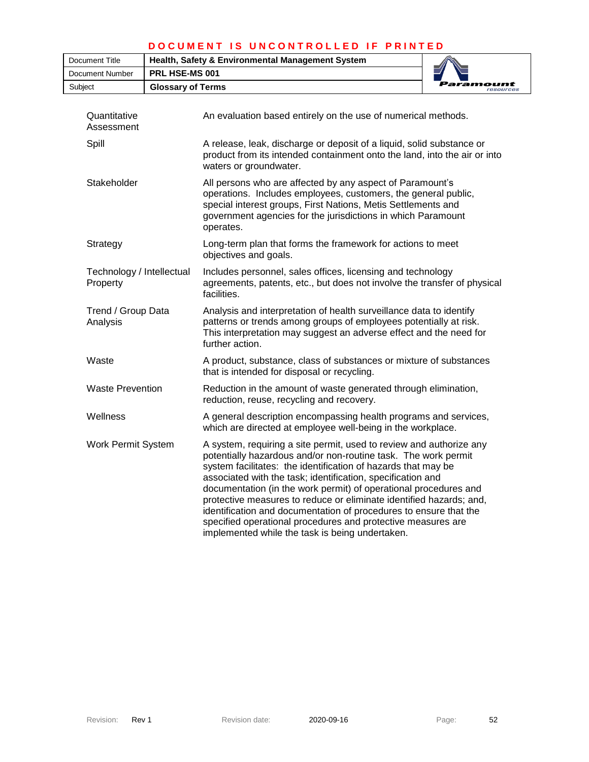| | |
|---|---|
| Quantitative Assessment | An evaluation based entirely on the use of numerical methods. |
| Spill | A release, leak, discharge or deposit of a liquid, solid substance or product from its intended containment onto the land, into the air or into waters or groundwater. |
| Stakeholder | All persons who are affected by any aspect of Paramount's operations. Includes employees, customers, the general public, special interest groups, First Nations, Metis Settlements and government agencies for the jurisdictions in which Paramount operates. |
| Strategy | Long-term plan that forms the framework for actions to meet objectives and goals. |
| Technology / Intellectual Property | Includes personnel, sales offices, licensing and technology agreements, patents, etc., but does not involve the transfer of physical facilities. |
| Trend / Group Data Analysis | Analysis and interpretation of health surveillance data to identify patterns or trends among groups of employees potentially at risk. This interpretation may suggest an adverse effect and the need for further action. |
| Waste | A product, substance, class of substances or mixture of substances that is intended for disposal or recycling. |
| Waste Prevention | Reduction in the amount of waste generated through elimination, reduction, reuse, recycling and recovery. |
| Wellness | A general description encompassing health programs and services, which are directed at employee well-being in the workplace. |
| Work Permit System | A system, requiring a site permit, used to review and authorize any potentially hazardous and/or non-routine task. The work permit system facilitates: the identification of hazards that may be associated with the task; identification, specification and documentation (in the work permit) of operational procedures and protective measures to reduce or eliminate identified hazards; and, identification and documentation of procedures to ensure that the specified operational procedures and protective measures are implemented while the task is being undertaken. |